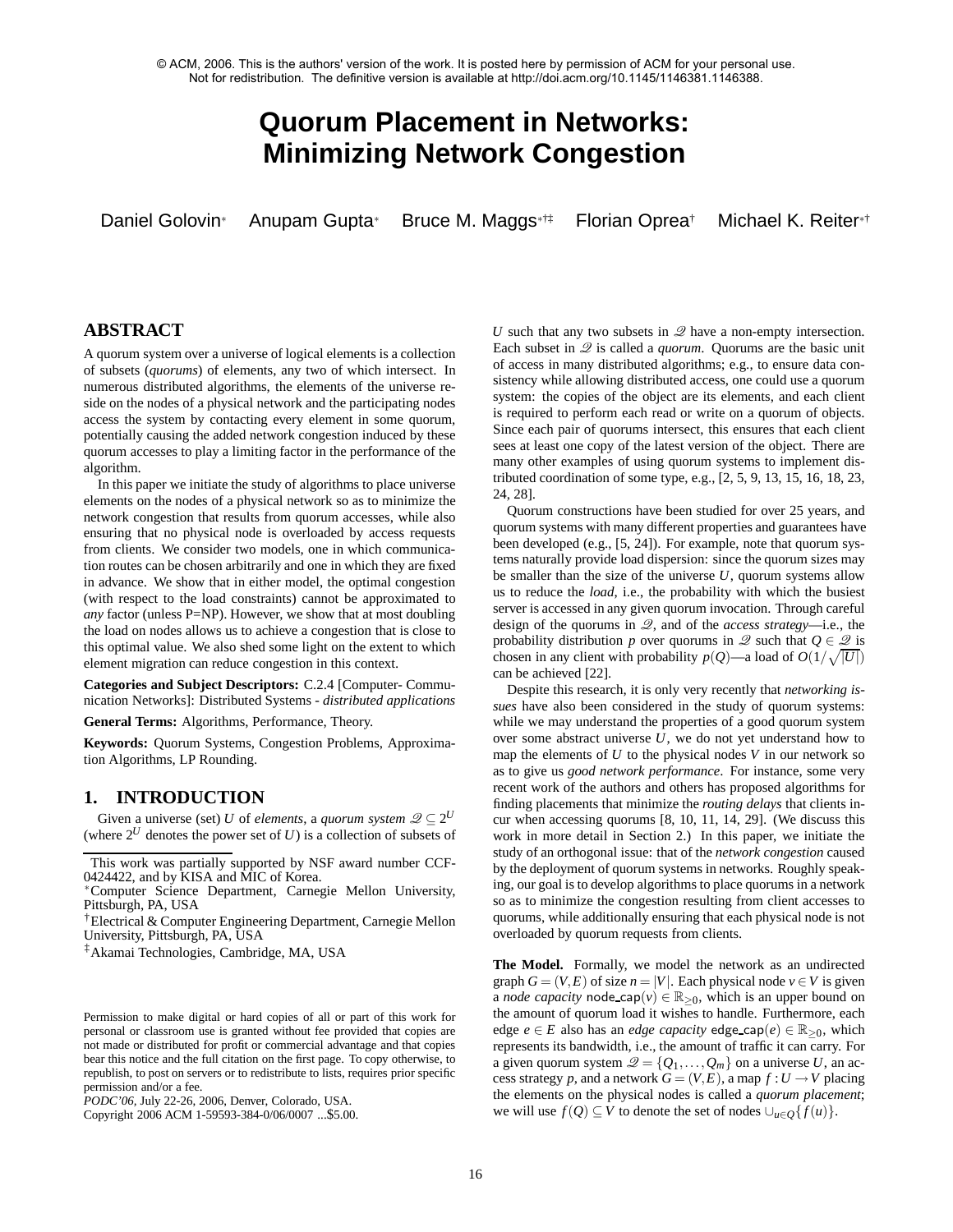© ACM, 2006. This is the authors' version of the work. It is posted here by permission of ACM for your personal use. Not for redistribution. The definitive version is available at http://doi.acm.org/10.1145/1146381.1146388.

# Quorum Placement in Networks: Minimizing Network Congestion

Daniel Golovin[*] Anupam Gupta[*] Bruce M. Maggs[*†‡] Florian Oprea[†] Michael K. Reiter[*†]

## ABSTRACT

A quorum system over a universe of logical elements is a collection of subsets (*quorums*) of elements, any two of which intersect. In numerous distributed algorithms, the elements of the universe reside on the nodes of a physical network and the participating nodes access the system by contacting every element in some quorum, potentially causing the added network congestion induced by these quorum accesses to play a limiting factor in the performance of the algorithm.

In this paper we initiate the study of algorithms to place universe elements on the nodes of a physical network so as to minimize the network congestion that results from quorum accesses, while also ensuring that no physical node is overloaded by access requests from clients. We consider two models, one in which communication routes can be chosen arbitrarily and one in which they are fixed in advance. We show that in either model, the optimal congestion (with respect to the load constraints) cannot be approximated to *any* factor (unless P=NP). However, we show that at most doubling the load on nodes allows us to achieve a congestion that is close to this optimal value. We also shed some light on the extent to which element migration can reduce congestion in this context.

**Categories and Subject Descriptors:** C.2.4 [Computer- Communication Networks]: Distributed Systems - *distributed applications*

**General Terms:** Algorithms, Performance, Theory.

**Keywords:** Quorum Systems, Congestion Problems, Approximation Algorithms, LP Rounding.

## 1. INTRODUCTION

Given a universe (set) $U$ of *elements*, a *quorum system* $\mathcal{Q} \subseteq 2^U$ (where $2^U$ denotes the power set of $U$) is a collection of subsets of $U$ such that any two subsets in $\mathcal{Q}$ have a non-empty intersection. Each subset in $\mathcal{Q}$ is called a *quorum*. Quorums are the basic unit of access in many distributed algorithms; e.g., to ensure data consistency while allowing distributed access, one could use a quorum system: the copies of the object are its elements, and each client is required to perform each read or write on a quorum of objects. Since each pair of quorums intersect, this ensures that each client sees at least one copy of the latest version of the object. There are many other examples of using quorum systems to implement distributed coordination of some type, e.g., [2, 5, 9, 13, 15, 16, 18, 23, 24, 28].

Quorum constructions have been studied for over 25 years, and quorum systems with many different properties and guarantees have been developed (e.g., [5, 24]). For example, note that quorum systems naturally provide load dispersion: since the quorum sizes may be smaller than the size of the universe $U$, quorum systems allow us to reduce the *load*, i.e., the probability with which the busiest server is accessed in any given quorum invocation. Through careful design of the quorums in $\mathcal{Q}$, and of the *access strategy*—i.e., the probability distribution $p$ over quorums in $\mathcal{Q}$ such that $Q \in \mathcal{Q}$ is chosen in any client with probability $p(Q)$—a load of $O(1/\sqrt{|U|})$ can be achieved [22].

Despite this research, it is only very recently that *networking issues* have also been considered in the study of quorum systems: while we may understand the properties of a good quorum system over some abstract universe $U$, we do not yet understand how to map the elements of $U$ to the physical nodes $V$ in our network so as to give us *good network performance*. For instance, some very recent work of the authors and others has proposed algorithms for finding placements that minimize the *routing delays* that clients incur when accessing quorums [8, 10, 11, 14, 29]. (We discuss this work in more detail in Section 2.) In this paper, we initiate the study of an orthogonal issue: that of the *network congestion* caused by the deployment of quorum systems in networks. Roughly speaking, our goal is to develop algorithms to place quorums in a network so as to minimize the congestion resulting from client accesses to quorums, while additionally ensuring that each physical node is not overloaded by quorum requests from clients.

**The Model.** Formally, we model the network as an undirected graph $G = (V, E)$ of size $n = |V|$. Each physical node $v \in V$ is given a *node capacity* $\texttt{node\_cap}(v) \in \mathbb{R}_{\geq 0}$, which is an upper bound on the amount of quorum load it wishes to handle. Furthermore, each edge $e \in E$ also has an *edge capacity* $\texttt{edge\_cap}(e) \in \mathbb{R}_{\geq 0}$, which represents its bandwidth, i.e., the amount of traffic it can carry. For a given quorum system $\mathcal{Q} = \{Q_1, \ldots, Q_m\}$ on a universe $U$, an access strategy $p$, and a network $G = (V, E)$, a map $f : U \to V$ placing the elements on the physical nodes is called a *quorum placement*; we will use $f(Q) \subseteq V$ to denote the set of nodes $\cup_{u \in Q}\{f(u)\}$.

---

This work was partially supported by NSF award number CCF-0424422, and by KISA and MIC of Korea.

[*]Computer Science Department, Carnegie Mellon University, Pittsburgh, PA, USA

[†]Electrical & Computer Engineering Department, Carnegie Mellon University, Pittsburgh, PA, USA

[‡]Akamai Technologies, Cambridge, MA, USA

Permission to make digital or hard copies of all or part of this work for personal or classroom use is granted without fee provided that copies are not made or distributed for profit or commercial advantage and that copies bear this notice and the full citation on the first page. To copy otherwise, to republish, to post on servers or to redistribute to lists, requires prior specific permission and/or a fee.

*PODC'06*, July 22-26, 2006, Denver, Colorado, USA.
Copyright 2006 ACM 1-59593-384-0/06/0007 ...$5.00.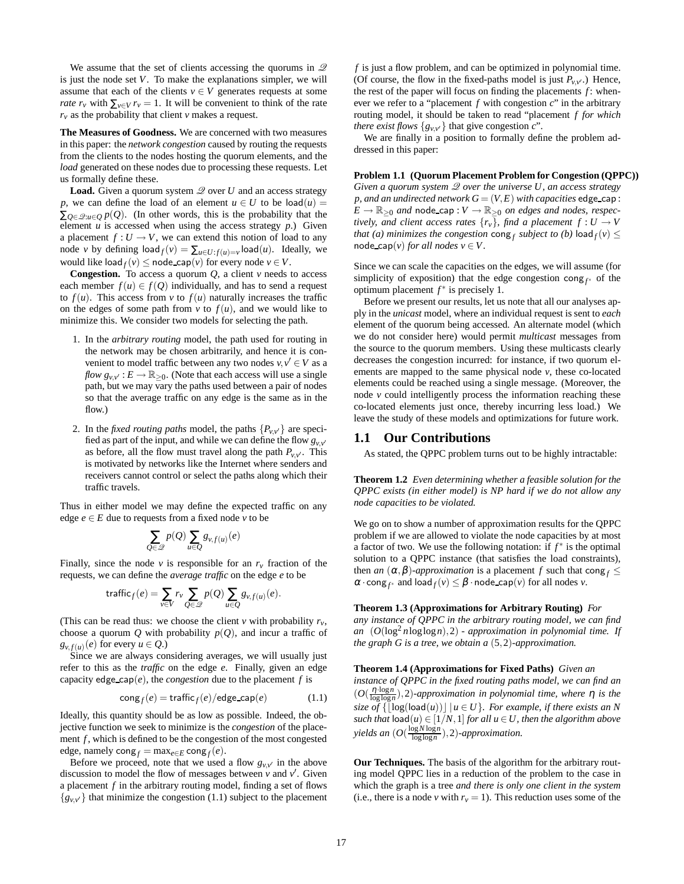We assume that the set of clients accessing the quorums in $\mathcal{Q}$ is just the node set $V$. To make the explanations simpler, we will assume that each of the clients $v \in V$ generates requests at some *rate* $r_v$ with $\sum_{v \in V} r_v = 1$. It will be convenient to think of the rate $r_v$ as the probability that client $v$ makes a request.

**The Measures of Goodness.** We are concerned with two measures in this paper: the *network congestion* caused by routing the requests from the clients to the nodes hosting the quorum elements, and the *load* generated on these nodes due to processing these requests. Let us formally define these.

**Load.** Given a quorum system $\mathcal{Q}$ over $U$ and an access strategy $p$, we can define the load of an element $u \in U$ to be $\mathsf{load}(u) = \sum_{Q \in \mathcal{Q}: u \in Q} p(Q)$. (In other words, this is the probability that the element $u$ is accessed when using the access strategy $p$.) Given a placement $f : U \to V$, we can extend this notion of load to any node $v$ by defining $\mathsf{load}_f(v) = \sum_{u \in U: f(u) = v} \mathsf{load}(u)$. Ideally, we would like $\mathsf{load}_f(v) \leq \mathsf{node\_cap}(v)$ for every node $v \in V$.

**Congestion.** To access a quorum $Q$, a client $v$ needs to access each member $f(u) \in f(Q)$ individually, and has to send a request to $f(u)$. This access from $v$ to $f(u)$ naturally increases the traffic on the edges of some path from $v$ to $f(u)$, and we would like to minimize this. We consider two models for selecting the path.

1. In the *arbitrary routing* model, the path used for routing in the network may be chosen arbitrarily, and hence it is convenient to model traffic between any two nodes $v, v' \in V$ as a *flow* $g_{v,v'} : E \to \mathbb{R}_{\geq 0}$. (Note that each access will use a single path, but we may vary the paths used between a pair of nodes so that the average traffic on any edge is the same as in the flow.)

2. In the *fixed routing paths* model, the paths $\{P_{v,v'}\}$ are specified as part of the input, and while we can define the flow $g_{v,v'}$ as before, all the flow must travel along the path $P_{v,v'}$. This is motivated by networks like the Internet where senders and receivers cannot control or select the paths along which their traffic travels.

Thus in either model we may define the expected traffic on any edge $e \in E$ due to requests from a fixed node $v$ to be

$$\sum_{Q \in \mathcal{Q}} p(Q) \sum_{u \in Q} g_{v, f(u)}(e)$$

Finally, since the node $v$ is responsible for an $r_v$ fraction of the requests, we can define the *average traffic* on the edge $e$ to be

$$\mathsf{traffic}_f(e) = \sum_{v \in V} r_v \sum_{Q \in \mathcal{Q}} p(Q) \sum_{u \in Q} g_{v, f(u)}(e).$$

(This can be read thus: we choose the client $v$ with probability $r_v$, choose a quorum $Q$ with probability $p(Q)$, and incur a traffic of $g_{v, f(u)}(e)$ for every $u \in Q$.)

Since we are always considering averages, we will usually just refer to this as the *traffic* on the edge $e$. Finally, given an edge capacity $\mathsf{edge\_cap}(e)$, the *congestion* due to the placement $f$ is

$$\mathsf{cong}_f(e) = \mathsf{traffic}_f(e) / \mathsf{edge\_cap}(e) \tag{1.1}$$

Ideally, this quantity should be as low as possible. Indeed, the objective function we seek to minimize is the *congestion* of the placement $f$, which is defined to be the congestion of the most congested edge, namely $\mathsf{cong}_f = \max_{e \in E} \mathsf{cong}_f(e)$.

Before we proceed, note that we used a flow $g_{v,v'}$ in the above discussion to model the flow of messages between $v$ and $v'$. Given a placement $f$ in the arbitrary routing model, finding a set of flows $\{g_{v,v'}\}$ that minimize the congestion (1.1) subject to the placement $f$ is just a flow problem, and can be optimized in polynomial time. (Of course, the flow in the fixed-paths model is just $P_{v,v'}$.) Hence, the rest of the paper will focus on finding the placements $f$: whenever we refer to a "placement $f$ with congestion $c$" in the arbitrary routing model, it should be taken to read "placement $f$ *for which there exist flows* $\{g_{v,v'}\}$ that give congestion $c$".

We are finally in a position to formally define the problem addressed in this paper:

**Problem 1.1 (Quorum Placement Problem for Congestion (QPPC))** *Given a quorum system $\mathcal{Q}$ over the universe $U$, an access strategy $p$, and an undirected network $G = (V, E)$ with capacities $\mathsf{edge\_cap} : E \to \mathbb{R}_{\geq 0}$ and $\mathsf{node\_cap} : V \to \mathbb{R}_{\geq 0}$ on edges and nodes, respectively, and client access rates $\{r_v\}$, find a placement $f : U \to V$ that (a) minimizes the congestion $\mathsf{cong}_f$ subject to (b) $\mathsf{load}_f(v) \leq \mathsf{node\_cap}(v)$ for all nodes $v \in V$.*

Since we can scale the capacities on the edges, we will assume (for simplicity of exposition) that the edge congestion $\mathsf{cong}_{f^*}$ of the optimum placement $f^*$ is precisely 1.

Before we present our results, let us note that all our analyses apply in the *unicast* model, where an individual request is sent to *each* element of the quorum being accessed. An alternate model (which we do not consider here) would permit *multicast* messages from the source to the quorum members. Using these multicasts clearly decreases the congestion incurred: for instance, if two quorum elements are mapped to the same physical node $v$, these co-located elements could be reached using a single message. (Moreover, the node $v$ could intelligently process the information reaching these co-located elements just once, thereby incurring less load.) We leave the study of these models and optimizations for future work.

## 1.1 Our Contributions

As stated, the QPPC problem turns out to be highly intractable:

**Theorem 1.2** *Even determining whether a feasible solution for the QPPC exists (in either model) is NP hard if we do not allow any node capacities to be violated.*

We go on to show a number of approximation results for the QPPC problem if we are allowed to violate the node capacities by at most a factor of two. We use the following notation: if $f^*$ is the optimal solution to a QPPC instance (that satisfies the load constraints), then *an $(\alpha, \beta)$-approximation* is a placement $f$ such that $\mathsf{cong}_f \leq \alpha \cdot \mathsf{cong}_{f^*}$ and $\mathsf{load}_f(v) \leq \beta \cdot \mathsf{node\_cap}(v)$ for all nodes $v$.

**Theorem 1.3 (Approximations for Arbitrary Routing)** *For any instance of QPPC in the arbitrary routing model, we can find an $(O(\log^2 n \log\log n), 2)$ - approximation in polynomial time. If the graph $G$ is a tree, we obtain a $(5, 2)$-approximation.*

**Theorem 1.4 (Approximations for Fixed Paths)** *Given an instance of QPPC in the fixed routing paths model, we can find an $(O(\frac{\eta \cdot \log n}{\log\log n}), 2)$-approximation in polynomial time, where $\eta$ is the size of $\{\lfloor \log(\mathsf{load}(u)) \rfloor \mid u \in U\}$. For example, if there exists an $N$ such that $\mathsf{load}(u) \in [1/N, 1]$ for all $u \in U$, then the algorithm above yields an $(O(\frac{\log N \log n}{\log\log n}), 2)$-approximation.*

**Our Techniques.** The basis of the algorithm for the arbitrary routing model QPPC lies in a reduction of the problem to the case in which the graph is a tree *and there is only one client in the system* (i.e., there is a node $v$ with $r_v = 1$). This reduction uses some of the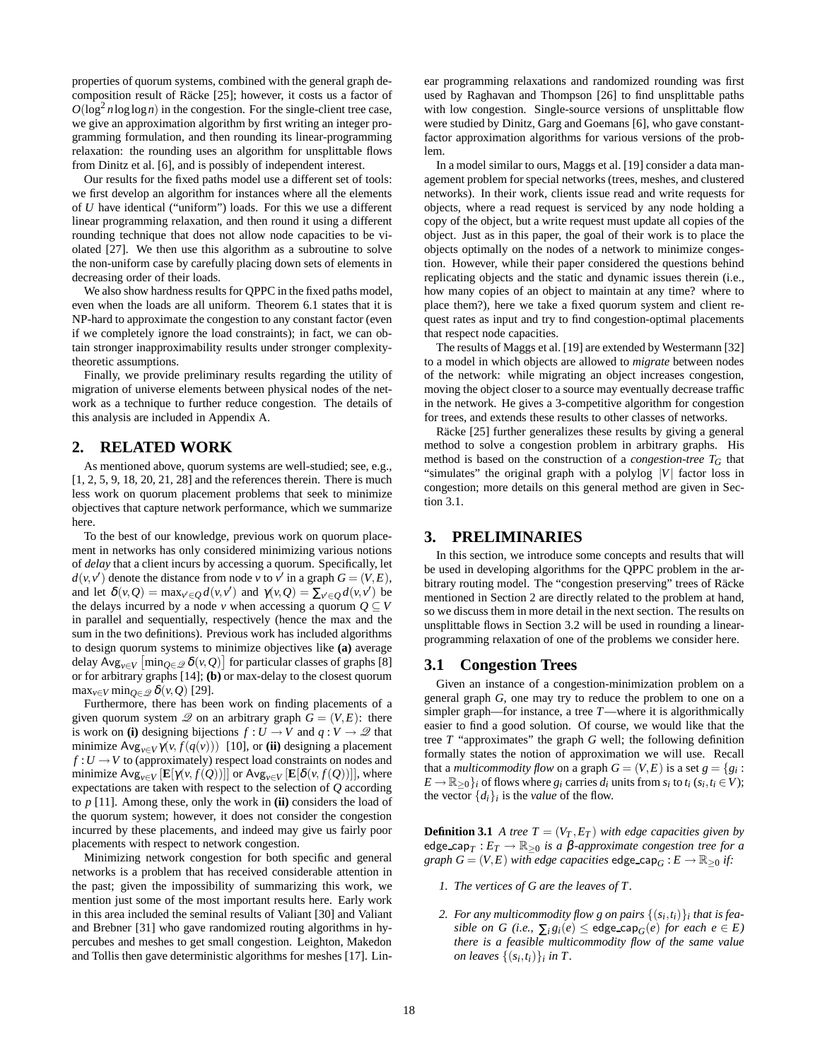properties of quorum systems, combined with the general graph decomposition result of Räcke [25]; however, it costs us a factor of $O(\log^2 n \log\log n)$ in the congestion. For the single-client tree case, we give an approximation algorithm by first writing an integer programming formulation, and then rounding its linear-programming relaxation: the rounding uses an algorithm for unsplittable flows from Dinitz et al. [6], and is possibly of independent interest.

Our results for the fixed paths model use a different set of tools: we first develop an algorithm for instances where all the elements of $U$ have identical ("uniform") loads. For this we use a different linear programming relaxation, and then round it using a different rounding technique that does not allow node capacities to be violated [27]. We then use this algorithm as a subroutine to solve the non-uniform case by carefully placing down sets of elements in decreasing order of their loads.

We also show hardness results for QPPC in the fixed paths model, even when the loads are all uniform. Theorem 6.1 states that it is NP-hard to approximate the congestion to any constant factor (even if we completely ignore the load constraints); in fact, we can obtain stronger inapproximability results under stronger complexity-theoretic assumptions.

Finally, we provide preliminary results regarding the utility of migration of universe elements between physical nodes of the network as a technique to further reduce congestion. The details of this analysis are included in Appendix A.

## 2. RELATED WORK

As mentioned above, quorum systems are well-studied; see, e.g., [1, 2, 5, 9, 18, 20, 21, 28] and the references therein. There is much less work on quorum placement problems that seek to minimize objectives that capture network performance, which we summarize here.

To the best of our knowledge, previous work on quorum placement in networks has only considered minimizing various notions of *delay* that a client incurs by accessing a quorum. Specifically, let $d(v,v')$ denote the distance from node $v$ to $v'$ in a graph $G=(V,E)$, and let $\delta(v,Q)=\max_{v'\in Q} d(v,v')$ and $\gamma(v,Q)=\sum_{v'\in Q} d(v,v')$ be the delays incurred by a node $v$ when accessing a quorum $Q\subseteq V$ in parallel and sequentially, respectively (hence the max and the sum in the two definitions). Previous work has included algorithms to design quorum systems to minimize objectives like **(a)** average delay $\mathsf{Avg}_{v\in V}\left[\min_{Q\in\mathcal{Q}}\delta(v,Q)\right]$ for particular classes of graphs [8] or for arbitrary graphs [14]; **(b)** or max-delay to the closest quorum $\max_{v\in V}\min_{Q\in\mathcal{Q}}\delta(v,Q)$ [29].

Furthermore, there has been work on finding placements of a given quorum system $\mathcal{Q}$ on an arbitrary graph $G=(V,E)$: there is work on **(i)** designing bijections $f:U\to V$ and $q:V\to\mathcal{Q}$ that minimize $\mathsf{Avg}_{v\in V}\gamma(v,f(q(v)))$ [10], or **(ii)** designing a placement $f:U\to V$ to (approximately) respect load constraints on nodes and minimize $\mathsf{Avg}_{v\in V}[\mathbf{E}[\gamma(v,f(Q))]]$ or $\mathsf{Avg}_{v\in V}[\mathbf{E}[\delta(v,f(Q))]]$, where expectations are taken with respect to the selection of $Q$ according to $p$ [11]. Among these, only the work in **(ii)** considers the load of the quorum system; however, it does not consider the congestion incurred by these placements, and indeed may give us fairly poor placements with respect to network congestion.

Minimizing network congestion for both specific and general networks is a problem that has received considerable attention in the past; given the impossibility of summarizing this work, we mention just some of the most important results here. Early work in this area included the seminal results of Valiant [30] and Valiant and Brebner [31] who gave randomized routing algorithms in hypercubes and meshes to get small congestion. Leighton, Makedon and Tollis then gave deterministic algorithms for meshes [17]. Linear programming relaxations and randomized rounding was first used by Raghavan and Thompson [26] to find unsplittable paths with low congestion. Single-source versions of unsplittable flow were studied by Dinitz, Garg and Goemans [6], who gave constant-factor approximation algorithms for various versions of the problem.

In a model similar to ours, Maggs et al. [19] consider a data management problem for special networks (trees, meshes, and clustered networks). In their work, clients issue read and write requests for objects, where a read request is serviced by any node holding a copy of the object, but a write request must update all copies of the object. Just as in this paper, the goal of their work is to place the objects optimally on the nodes of a network to minimize congestion. However, while their paper considered the questions behind replicating objects and the static and dynamic issues therein (i.e., how many copies of an object to maintain at any time? where to place them?), here we take a fixed quorum system and client request rates as input and try to find congestion-optimal placements that respect node capacities.

The results of Maggs et al. [19] are extended by Westermann [32] to a model in which objects are allowed to *migrate* between nodes of the network: while migrating an object increases congestion, moving the object closer to a source may eventually decrease traffic in the network. He gives a 3-competitive algorithm for congestion for trees, and extends these results to other classes of networks.

Räcke [25] further generalizes these results by giving a general method to solve a congestion problem in arbitrary graphs. His method is based on the construction of a *congestion-tree* $T_G$ that "simulates" the original graph with a polylog $|V|$ factor loss in congestion; more details on this general method are given in Section 3.1.

## 3. PRELIMINARIES

In this section, we introduce some concepts and results that will be used in developing algorithms for the QPPC problem in the arbitrary routing model. The "congestion preserving" trees of Räcke mentioned in Section 2 are directly related to the problem at hand, so we discuss them in more detail in the next section. The results on unsplittable flows in Section 3.2 will be used in rounding a linear-programming relaxation of one of the problems we consider here.

### 3.1 Congestion Trees

Given an instance of a congestion-minimization problem on a general graph $G$, one may try to reduce the problem to one on a simpler graph—for instance, a tree $T$—where it is algorithmically easier to find a good solution. Of course, we would like that the tree $T$ "approximates" the graph $G$ well; the following definition formally states the notion of approximation we will use. Recall that a *multicommodity flow* on a graph $G=(V,E)$ is a set $g=\{g_i : E\to\mathbb{R}_{\geq 0}\}_i$ of flows where $g_i$ carries $d_i$ units from $s_i$ to $t_i$ ($s_i,t_i\in V$); the vector $\{d_i\}_i$ is the *value* of the flow.

**Definition 3.1** *A tree $T=(V_T,E_T)$ with edge capacities given by $\mathsf{edge\_cap}_T : E_T\to\mathbb{R}_{\geq 0}$ is a $\beta$-approximate congestion tree for a graph $G=(V,E)$ with edge capacities $\mathsf{edge\_cap}_G : E\to\mathbb{R}_{\geq 0}$ if:*

1. *The vertices of $G$ are the leaves of $T$.*
2. *For any multicommodity flow $g$ on pairs $\{(s_i,t_i)\}_i$ that is feasible on $G$ (i.e., $\sum_i g_i(e)\leq \mathsf{edge\_cap}_G(e)$ for each $e\in E$) there is a feasible multicommodity flow of the same value on leaves $\{(s_i,t_i)\}_i$ in $T$.*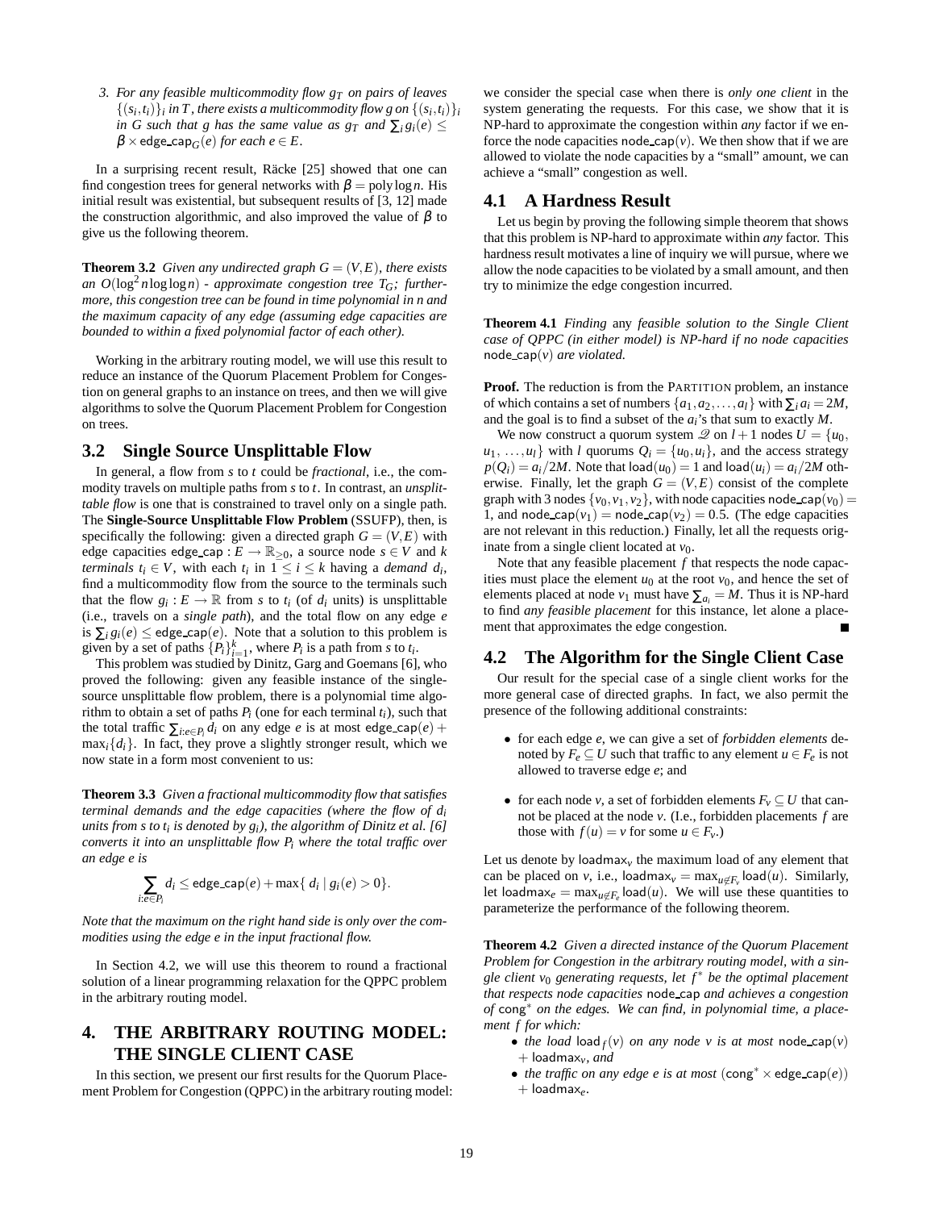3. *For any feasible multicommodity flow $g_T$ on pairs of leaves $\{(s_i,t_i)\}_i$ in $T$, there exists a multicommodity flow $g$ on $\{(s_i,t_i)\}_i$ in $G$ such that $g$ has the same value as $g_T$ and $\sum_i g_i(e) \leq \beta \times \mathsf{edge\_cap}_G(e)$ for each $e \in E$.*

In a surprising recent result, Räcke [25] showed that one can find congestion trees for general networks with $\beta = \text{poly}\log n$. His initial result was existential, but subsequent results of [3, 12] made the construction algorithmic, and also improved the value of $\beta$ to give us the following theorem.

**Theorem 3.2** *Given any undirected graph $G = (V,E)$, there exists an $O(\log^2 n \log\log n)$ - approximate congestion tree $T_G$; furthermore, this congestion tree can be found in time polynomial in $n$ and the maximum capacity of any edge (assuming edge capacities are bounded to within a fixed polynomial factor of each other).*

Working in the arbitrary routing model, we will use this result to reduce an instance of the Quorum Placement Problem for Congestion on general graphs to an instance on trees, and then we will give algorithms to solve the Quorum Placement Problem for Congestion on trees.

## 3.2 Single Source Unsplittable Flow

In general, a flow from $s$ to $t$ could be *fractional*, i.e., the commodity travels on multiple paths from $s$ to $t$. In contrast, an *unsplittable flow* is one that is constrained to travel only on a single path. The **Single-Source Unsplittable Flow Problem** (SSUFP), then, is specifically the following: given a directed graph $G = (V,E)$ with edge capacities $\mathsf{edge\_cap} : E \to \mathbb{R}_{\geq 0}$, a source node $s \in V$ and $k$ *terminals* $t_i \in V$, with each $t_i$ in $1 \leq i \leq k$ having a *demand* $d_i$, find a multicommodity flow from the source to the terminals such that the flow $g_i : E \to \mathbb{R}$ from $s$ to $t_i$ (of $d_i$ units) is unsplittable (i.e., travels on a *single path*), and the total flow on any edge $e$ is $\sum_i g_i(e) \leq \mathsf{edge\_cap}(e)$. Note that a solution to this problem is given by a set of paths $\{P_i\}_{i=1}^k$, where $P_i$ is a path from $s$ to $t_i$.

This problem was studied by Dinitz, Garg and Goemans [6], who proved the following: given any feasible instance of the single-source unsplittable flow problem, there is a polynomial time algorithm to obtain a set of paths $P_i$ (one for each terminal $t_i$), such that the total traffic $\sum_{i:e\in P_i} d_i$ on any edge $e$ is at most $\mathsf{edge\_cap}(e) + \max_i\{d_i\}$. In fact, they prove a slightly stronger result, which we now state in a form most convenient to us:

**Theorem 3.3** *Given a fractional multicommodity flow that satisfies terminal demands and the edge capacities (where the flow of $d_i$ units from $s$ to $t_i$ is denoted by $g_i$), the algorithm of Dinitz et al. [6] converts it into an unsplittable flow $P_i$ where the total traffic over an edge $e$ is*

$$\sum_{i:e\in P_i} d_i \leq \mathsf{edge\_cap}(e) + \max\{\, d_i \mid g_i(e) > 0\}.$$

*Note that the maximum on the right hand side is only over the commodities using the edge $e$ in the input fractional flow.*

In Section 4.2, we will use this theorem to round a fractional solution of a linear programming relaxation for the QPPC problem in the arbitrary routing model.

# 4. THE ARBITRARY ROUTING MODEL: THE SINGLE CLIENT CASE

In this section, we present our first results for the Quorum Placement Problem for Congestion (QPPC) in the arbitrary routing model: we consider the special case when there is *only one client* in the system generating the requests. For this case, we show that it is NP-hard to approximate the congestion within *any* factor if we enforce the node capacities $\mathsf{node\_cap}(v)$. We then show that if we are allowed to violate the node capacities by a "small" amount, we can achieve a "small" congestion as well.

## 4.1 A Hardness Result

Let us begin by proving the following simple theorem that shows that this problem is NP-hard to approximate within *any* factor. This hardness result motivates a line of inquiry we will pursue, where we allow the node capacities to be violated by a small amount, and then try to minimize the edge congestion incurred.

**Theorem 4.1** *Finding* any *feasible solution to the Single Client case of QPPC (in either model) is NP-hard if no node capacities $\mathsf{node\_cap}(v)$ are violated.*

**Proof.** The reduction is from the PARTITION problem, an instance of which contains a set of numbers $\{a_1, a_2, \ldots, a_l\}$ with $\sum_i a_i = 2M$, and the goal is to find a subset of the $a_i$'s that sum to exactly $M$.

We now construct a quorum system $\mathcal{Q}$ on $l+1$ nodes $U = \{u_0, u_1, \ldots, u_l\}$ with $l$ quorums $Q_i = \{u_0, u_i\}$, and the access strategy $p(Q_i) = a_i/2M$. Note that $\mathsf{load}(u_0) = 1$ and $\mathsf{load}(u_i) = a_i/2M$ otherwise. Finally, let the graph $G = (V,E)$ consist of the complete graph with 3 nodes $\{v_0, v_1, v_2\}$, with node capacities $\mathsf{node\_cap}(v_0) = 1$, and $\mathsf{node\_cap}(v_1) = \mathsf{node\_cap}(v_2) = 0.5$. (The edge capacities are not relevant in this reduction.) Finally, let all the requests originate from a single client located at $v_0$.

Note that any feasible placement $f$ that respects the node capacities must place the element $u_0$ at the root $v_0$, and hence the set of elements placed at node $v_1$ must have $\sum_{a_i} = M$. Thus it is NP-hard to find *any feasible placement* for this instance, let alone a placement that approximates the edge congestion. ∎

## 4.2 The Algorithm for the Single Client Case

Our result for the special case of a single client works for the more general case of directed graphs. In fact, we also permit the presence of the following additional constraints:

- for each edge $e$, we can give a set of *forbidden elements* denoted by $F_e \subseteq U$ such that traffic to any element $u \in F_e$ is not allowed to traverse edge $e$; and
- for each node $v$, a set of forbidden elements $F_v \subseteq U$ that cannot be placed at the node $v$. (I.e., forbidden placements $f$ are those with $f(u) = v$ for some $u \in F_v$.)

Let us denote by $\mathsf{loadmax}_v$ the maximum load of any element that can be placed on $v$, i.e., $\mathsf{loadmax}_v = \max_{u\notin F_v} \mathsf{load}(u)$. Similarly, let $\mathsf{loadmax}_e = \max_{u\notin F_e} \mathsf{load}(u)$. We will use these quantities to parameterize the performance of the following theorem.

**Theorem 4.2** *Given a directed instance of the Quorum Placement Problem for Congestion in the arbitrary routing model, with a single client $v_0$ generating requests, let $f^*$ be the optimal placement that respects node capacities $\mathsf{node\_cap}$ and achieves a congestion of $\mathsf{cong}^*$ on the edges. We can find, in polynomial time, a placement $f$ for which:*

- *the load $\mathsf{load}_f(v)$ on any node $v$ is at most $\mathsf{node\_cap}(v) + \mathsf{loadmax}_v$, and*
- *the traffic on any edge $e$ is at most $(\mathsf{cong}^* \times \mathsf{edge\_cap}(e)) + \mathsf{loadmax}_e$.*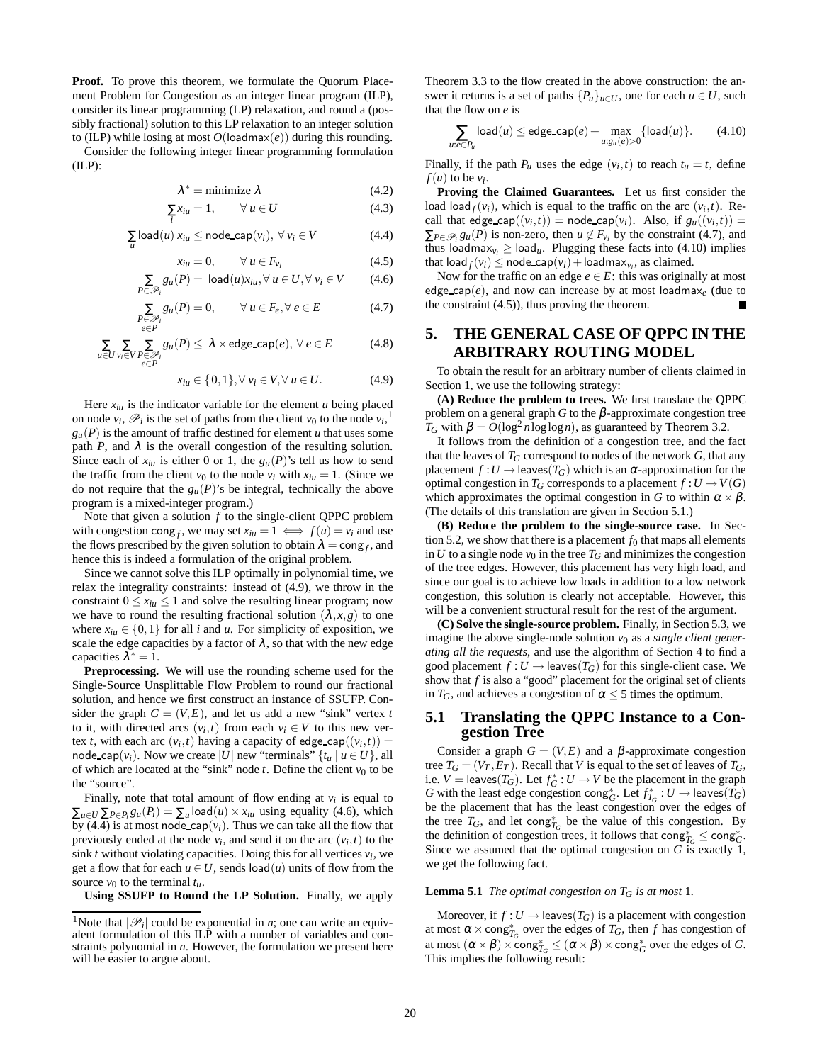**Proof.** To prove this theorem, we formulate the Quorum Placement Problem for Congestion as an integer linear program (ILP), consider its linear programming (LP) relaxation, and round a (possibly fractional) solution to this LP relaxation to an integer solution to (ILP) while losing at most $O(\mathsf{loadmax}(e))$ during this rounding.

Consider the following integer linear programming formulation (ILP):

$$\lambda^* = \text{minimize } \lambda \tag{4.2}$$

$$\sum_i x_{iu} = 1, \qquad \forall\, u \in U \tag{4.3}$$

$$\sum_u \mathsf{load}(u)\, x_{iu} \le \mathsf{node\_cap}(v_i),\ \forall\, v_i \in V \tag{4.4}$$

$$x_{iu} = 0, \qquad \forall\, u \in F_{v_i} \tag{4.5}$$

$$\sum_{P \in \mathscr{P}_i} g_u(P) = \mathsf{load}(u) x_{iu}, \forall\, u \in U, \forall\, v_i \in V \tag{4.6}$$

$$\sum_{\substack{P \in \mathscr{P}_i \\ e \in P}} g_u(P) = 0, \qquad \forall\, u \in F_e, \forall\, e \in E \tag{4.7}$$

$$\sum_{u \in U} \sum_{v_i \in V} \sum_{\substack{P \in \mathscr{P}_i \\ e \in P}} g_u(P) \le \lambda \times \mathsf{edge\_cap}(e),\ \forall\, e \in E \tag{4.8}$$

$$x_{iu} \in \{0,1\}, \forall\, v_i \in V, \forall\, u \in U. \tag{4.9}$$

Here $x_{iu}$ is the indicator variable for the element $u$ being placed on node $v_i$, $\mathscr{P}_i$ is the set of paths from the client $v_0$ to the node $v_i$,[1] $g_u(P)$ is the amount of traffic destined for element $u$ that uses some path $P$, and $\lambda$ is the overall congestion of the resulting solution. Since each of $x_{iu}$ is either 0 or 1, the $g_u(P)$'s tell us how to send the traffic from the client $v_0$ to the node $v_i$ with $x_{iu} = 1$. (Since we do not require that the $g_u(P)$'s be integral, technically the above program is a mixed-integer program.)

Note that given a solution $f$ to the single-client QPPC problem with congestion $\mathsf{cong}_f$, we may set $x_{iu} = 1 \iff f(u) = v_i$ and use the flows prescribed by the given solution to obtain $\lambda = \mathsf{cong}_f$, and hence this is indeed a formulation of the original problem.

Since we cannot solve this ILP optimally in polynomial time, we relax the integrality constraints: instead of (4.9), we throw in the constraint $0 \le x_{iu} \le 1$ and solve the resulting linear program; now we have to round the resulting fractional solution $(\lambda, x, g)$ to one where $x_{iu} \in \{0,1\}$ for all $i$ and $u$. For simplicity of exposition, we scale the edge capacities by a factor of $\lambda$, so that with the new edge capacities $\lambda^* = 1$.

**Preprocessing.** We will use the rounding scheme used for the Single-Source Unsplittable Flow Problem to round our fractional solution, and hence we first construct an instance of SSUFP. Consider the graph $G = (V, E)$, and let us add a new "sink" vertex $t$ to it, with directed arcs $(v_i, t)$ from each $v_i \in V$ to this new vertex $t$, with each arc $(v_i, t)$ having a capacity of $\mathsf{edge\_cap}((v_i, t)) = \mathsf{node\_cap}(v_i)$. Now we create $|U|$ new "terminals" $\{t_u \mid u \in U\}$, all of which are located at the "sink" node $t$. Define the client $v_0$ to be the "source".

Finally, note that total amount of flow ending at $v_i$ is equal to $\sum_{u \in U} \sum_{P \in P_i} g_u(P_i) = \sum_u \mathsf{load}(u) \times x_{iu}$ using equality (4.6), which by (4.4) is at most $\mathsf{node\_cap}(v_i)$. Thus we can take all the flow that previously ended at the node $v_i$, and send it on the arc $(v_i, t)$ to the sink $t$ without violating capacities. Doing this for all vertices $v_i$, we get a flow that for each $u \in U$, sends $\mathsf{load}(u)$ units of flow from the source $v_0$ to the terminal $t_u$.

**Using SSUFP to Round the LP Solution.** Finally, we apply Theorem 3.3 to the flow created in the above construction: the answer it returns is a set of paths $\{P_u\}_{u \in U}$, one for each $u \in U$, such that the flow on $e$ is

$$\sum_{u: e \in P_u} \mathsf{load}(u) \le \mathsf{edge\_cap}(e) + \max_{u: g_u(e) > 0} \{\mathsf{load}(u)\}. \tag{4.10}$$

Finally, if the path $P_u$ uses the edge $(v_i, t)$ to reach $t_u = t$, define $f(u)$ to be $v_i$.

**Proving the Claimed Guarantees.** Let us first consider the load $\mathsf{load}_f(v_i)$, which is equal to the traffic on the arc $(v_i, t)$. Recall that $\mathsf{edge\_cap}((v_i, t)) = \mathsf{node\_cap}(v_i)$. Also, if $g_u((v_i, t)) = \sum_{P \in \mathscr{P}_i} g_u(P)$ is non-zero, then $u \notin F_{v_i}$ by the constraint (4.7), and thus $\mathsf{loadmax}_{v_i} \ge \mathsf{load}_u$. Plugging these facts into (4.10) implies that $\mathsf{load}_f(v_i) \le \mathsf{node\_cap}(v_i) + \mathsf{loadmax}_{v_i}$, as claimed.

Now for the traffic on an edge $e \in E$: this was originally at most $\mathsf{edge\_cap}(e)$, and now can increase by at most $\mathsf{loadmax}_e$ (due to the constraint (4.5)), thus proving the theorem. ∎

## 5. THE GENERAL CASE OF QPPC IN THE ARBITRARY ROUTING MODEL

To obtain the result for an arbitrary number of clients claimed in Section 1, we use the following strategy:

**(A) Reduce the problem to trees.** We first translate the QPPC problem on a general graph $G$ to the $\beta$-approximate congestion tree $T_G$ with $\beta = O(\log^2 n \log\log n)$, as guaranteed by Theorem 3.2.

It follows from the definition of a congestion tree, and the fact that the leaves of $T_G$ correspond to nodes of the network $G$, that any placement $f: U \to \mathsf{leaves}(T_G)$ which is an $\alpha$-approximation for the optimal congestion in $T_G$ corresponds to a placement $f: U \to V(G)$ which approximates the optimal congestion in $G$ to within $\alpha \times \beta$. (The details of this translation are given in Section 5.1.)

**(B) Reduce the problem to the single-source case.** In Section 5.2, we show that there is a placement $f_0$ that maps all elements in $U$ to a single node $v_0$ in the tree $T_G$ and minimizes the congestion of the tree edges. However, this placement has very high load, and since our goal is to achieve low loads in addition to a low network congestion, this solution is clearly not acceptable. However, this will be a convenient structural result for the rest of the argument.

**(C) Solve the single-source problem.** Finally, in Section 5.3, we imagine the above single-node solution $v_0$ as a *single client generating all the requests*, and use the algorithm of Section 4 to find a good placement $f: U \to \mathsf{leaves}(T_G)$ for this single-client case. We show that $f$ is also a "good" placement for the original set of clients in $T_G$, and achieves a congestion of $\alpha \le 5$ times the optimum.

### 5.1 Translating the QPPC Instance to a Congestion Tree

Consider a graph $G = (V, E)$ and a $\beta$-approximate congestion tree $T_G = (V_T, E_T)$. Recall that $V$ is equal to the set of leaves of $T_G$, i.e. $V = \mathsf{leaves}(T_G)$. Let $f^*_G : U \to V$ be the placement in the graph $G$ with the least edge congestion $\mathsf{cong}^*_G$. Let $f^*_{T_G} : U \to \mathsf{leaves}(T_G)$ be the placement that has the least congestion over the edges of the tree $T_G$, and let $\mathsf{cong}^*_{T_G}$ be the value of this congestion. By the definition of congestion trees, it follows that $\mathsf{cong}^*_{T_G} \le \mathsf{cong}^*_G$. Since we assumed that the optimal congestion on $G$ is exactly 1, we get the following fact.

**Lemma 5.1** *The optimal congestion on $T_G$ is at most 1.*

Moreover, if $f: U \to \mathsf{leaves}(T_G)$ is a placement with congestion at most $\alpha \times \mathsf{cong}^*_{T_G}$ over the edges of $T_G$, then $f$ has congestion of at most $(\alpha \times \beta) \times \mathsf{cong}^*_{T_G} \le (\alpha \times \beta) \times \mathsf{cong}^*_G$ over the edges of $G$. This implies the following result:

---

[1] Note that $|\mathscr{P}_i|$ could be exponential in $n$; one can write an equivalent formulation of this ILP with a number of variables and constraints polynomial in $n$. However, the formulation we present here will be easier to argue about.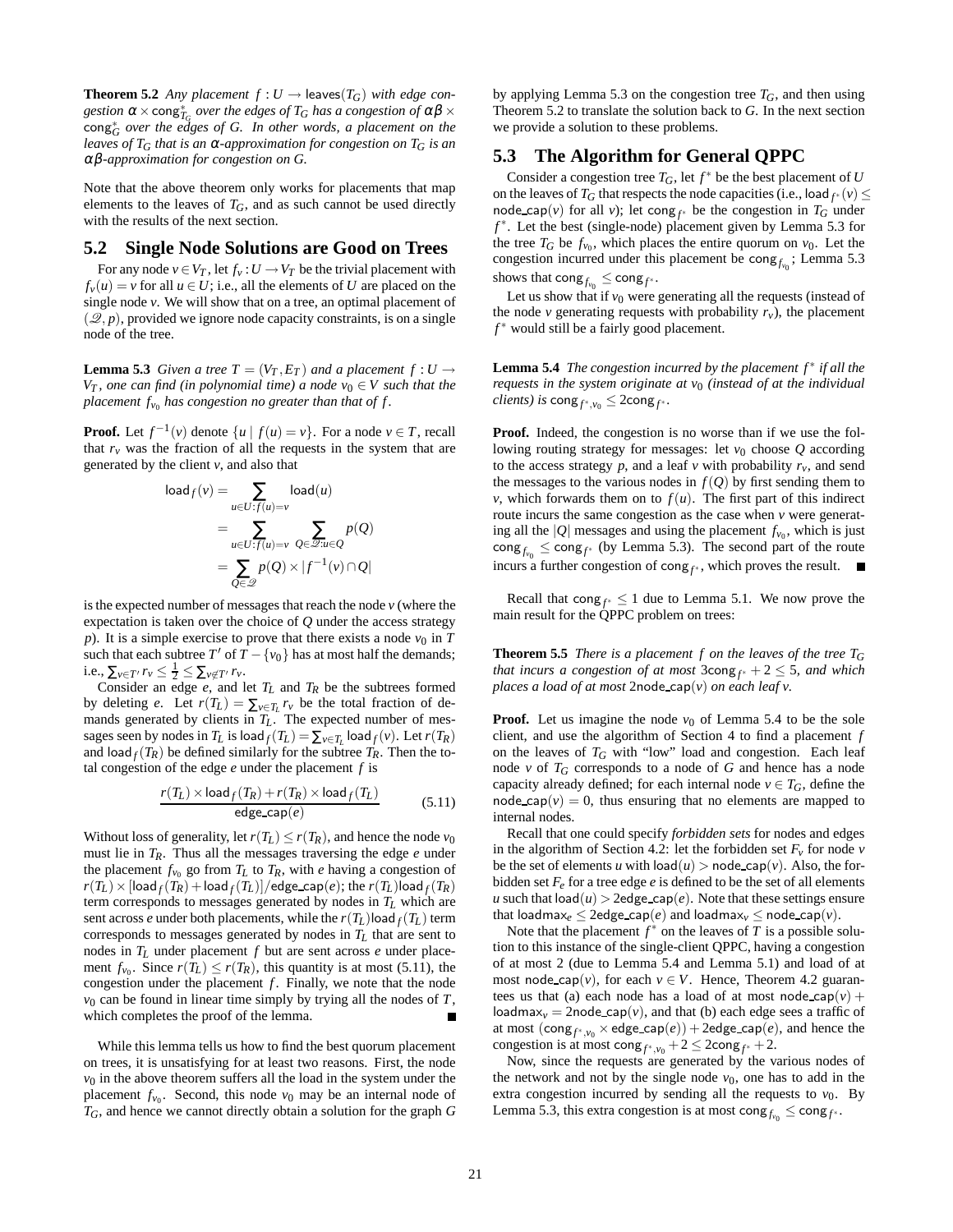**Theorem 5.2** *Any placement $f : U \rightarrow \mathsf{leaves}(T_G)$ with edge congestion $\alpha \times \mathsf{cong}^*_{T_G}$ over the edges of $T_G$ has a congestion of $\alpha\beta \times \mathsf{cong}^*_G$ over the edges of $G$. In other words, a placement on the leaves of $T_G$ that is an $\alpha$-approximation for congestion on $T_G$ is an $\alpha\beta$-approximation for congestion on $G$.*

Note that the above theorem only works for placements that map elements to the leaves of $T_G$, and as such cannot be used directly with the results of the next section.

## 5.2 Single Node Solutions are Good on Trees

For any node $v \in V_T$, let $f_v : U \rightarrow V_T$ be the trivial placement with $f_v(u) = v$ for all $u \in U$; i.e., all the elements of $U$ are placed on the single node $v$. We will show that on a tree, an optimal placement of $(\mathscr{Q}, p)$, provided we ignore node capacity constraints, is on a single node of the tree.

**Lemma 5.3** *Given a tree $T = (V_T, E_T)$ and a placement $f : U \rightarrow V_T$, one can find (in polynomial time) a node $v_0 \in V$ such that the placement $f_{v_0}$ has congestion no greater than that of $f$.*

**Proof.** Let $f^{-1}(v)$ denote $\{u \mid f(u) = v\}$. For a node $v \in T$, recall that $r_v$ was the fraction of all the requests in the system that are generated by the client $v$, and also that

$$\begin{aligned}\mathsf{load}_f(v) &= \sum_{u \in U : f(u) = v} \mathsf{load}(u) \\ &= \sum_{u \in U : f(u) = v} \sum_{Q \in \mathscr{Q} : u \in Q} p(Q) \\ &= \sum_{Q \in \mathscr{Q}} p(Q) \times |f^{-1}(v) \cap Q|\end{aligned}$$

is the expected number of messages that reach the node $v$ (where the expectation is taken over the choice of $Q$ under the access strategy $p$). It is a simple exercise to prove that there exists a node $v_0$ in $T$ such that each subtree $T'$ of $T - \{v_0\}$ has at most half the demands; i.e., $\sum_{v \in T'} r_v \leq \frac{1}{2} \leq \sum_{v \notin T'} r_v$.

Consider an edge $e$, and let $T_L$ and $T_R$ be the subtrees formed by deleting $e$. Let $r(T_L) = \sum_{v \in T_L} r_v$ be the total fraction of demands generated by clients in $T_L$. The expected number of messages seen by nodes in $T_L$ is $\mathsf{load}_f(T_L) = \sum_{v \in T_L} \mathsf{load}_f(v)$. Let $r(T_R)$ and $\mathsf{load}_f(T_R)$ be defined similarly for the subtree $T_R$. Then the total congestion of the edge $e$ under the placement $f$ is

$$\frac{r(T_L) \times \mathsf{load}_f(T_R) + r(T_R) \times \mathsf{load}_f(T_L)}{\mathsf{edge\_cap}(e)} \tag{5.11}$$

Without loss of generality, let $r(T_L) \leq r(T_R)$, and hence the node $v_0$ must lie in $T_R$. Thus all the messages traversing the edge $e$ under the placement $f_{v_0}$ go from $T_L$ to $T_R$, with $e$ having a congestion of $r(T_L) \times [\mathsf{load}_f(T_R) + \mathsf{load}_f(T_L)]/\mathsf{edge\_cap}(e)$; the $r(T_L)\mathsf{load}_f(T_R)$ term corresponds to messages generated by nodes in $T_L$ which are sent across $e$ under both placements, while the $r(T_L)\mathsf{load}_f(T_L)$ term corresponds to messages generated by nodes in $T_L$ that are sent to nodes in $T_L$ under placement $f$ but are sent across $e$ under placement $f_{v_0}$. Since $r(T_L) \leq r(T_R)$, this quantity is at most (5.11), the congestion under the placement $f$. Finally, we note that the node $v_0$ can be found in linear time simply by trying all the nodes of $T$, which completes the proof of the lemma. ∎

While this lemma tells us how to find the best quorum placement on trees, it is unsatisfying for at least two reasons. First, the node $v_0$ in the above theorem suffers all the load in the system under the placement $f_{v_0}$. Second, this node $v_0$ may be an internal node of $T_G$, and hence we cannot directly obtain a solution for the graph $G$ by applying Lemma 5.3 on the congestion tree $T_G$, and then using Theorem 5.2 to translate the solution back to $G$. In the next section we provide a solution to these problems.

## 5.3 The Algorithm for General QPPC

Consider a congestion tree $T_G$, let $f^*$ be the best placement of $U$ on the leaves of $T_G$ that respects the node capacities (i.e., $\mathsf{load}_{f^*}(v) \leq \mathsf{node\_cap}(v)$ for all $v$); let $\mathsf{cong}_{f^*}$ be the congestion in $T_G$ under $f^*$. Let the best (single-node) placement given by Lemma 5.3 for the tree $T_G$ be $f_{v_0}$, which places the entire quorum on $v_0$. Let the congestion incurred under this placement be $\mathsf{cong}_{f_{v_0}}$; Lemma 5.3 shows that $\mathsf{cong}_{f_{v_0}} \leq \mathsf{cong}_{f^*}$.

Let us show that if $v_0$ were generating all the requests (instead of the node $v$ generating requests with probability $r_v$), the placement $f^*$ would still be a fairly good placement.

**Lemma 5.4** *The congestion incurred by the placement $f^*$ if all the requests in the system originate at $v_0$ (instead of at the individual clients) is $\mathsf{cong}_{f^*, v_0} \leq 2\mathsf{cong}_{f^*}$.*

**Proof.** Indeed, the congestion is no worse than if we use the following routing strategy for messages: let $v_0$ choose $Q$ according to the access strategy $p$, and a leaf $v$ with probability $r_v$, and send the messages to the various nodes in $f(Q)$ by first sending them to $v$, which forwards them on to $f(u)$. The first part of this indirect route incurs the same congestion as the case when $v$ were generating all the $|Q|$ messages and using the placement $f_{v_0}$, which is just $\mathsf{cong}_{f_{v_0}} \leq \mathsf{cong}_{f^*}$ (by Lemma 5.3). The second part of the route incurs a further congestion of $\mathsf{cong}_{f^*}$, which proves the result. ∎

Recall that $\mathsf{cong}_{f^*} \leq 1$ due to Lemma 5.1. We now prove the main result for the QPPC problem on trees:

**Theorem 5.5** *There is a placement $f$ on the leaves of the tree $T_G$ that incurs a congestion of at most $3\mathsf{cong}_{f^*} + 2 \leq 5$, and which places a load of at most $2\mathsf{node\_cap}(v)$ on each leaf $v$.*

**Proof.** Let us imagine the node $v_0$ of Lemma 5.4 to be the sole client, and use the algorithm of Section 4 to find a placement $f$ on the leaves of $T_G$ with "low" load and congestion. Each leaf node $v$ of $T_G$ corresponds to a node of $G$ and hence has a node capacity already defined; for each internal node $v \in T_G$, define the $\mathsf{node\_cap}(v) = 0$, thus ensuring that no elements are mapped to internal nodes.

Recall that one could specify *forbidden sets* for nodes and edges in the algorithm of Section 4.2: let the forbidden set $F_v$ for node $v$ be the set of elements $u$ with $\mathsf{load}(u) > \mathsf{node\_cap}(v)$. Also, the forbidden set $F_e$ for a tree edge $e$ is defined to be the set of all elements $u$ such that $\mathsf{load}(u) > 2\mathsf{edge\_cap}(e)$. Note that these settings ensure that $\mathsf{loadmax}_e \leq 2\mathsf{edge\_cap}(e)$ and $\mathsf{loadmax}_v \leq \mathsf{node\_cap}(v)$.

Note that the placement $f^*$ on the leaves of $T$ is a possible solution to this instance of the single-client QPPC, having a congestion of at most 2 (due to Lemma 5.4 and Lemma 5.1) and load of at most $\mathsf{node\_cap}(v)$, for each $v \in V$. Hence, Theorem 4.2 guarantees us that (a) each node has a load of at most $\mathsf{node\_cap}(v) + \mathsf{loadmax}_v = 2\mathsf{node\_cap}(v)$, and that (b) each edge sees a traffic of at most $(\mathsf{cong}_{f^*, v_0} \times \mathsf{edge\_cap}(e)) + 2\mathsf{edge\_cap}(e)$, and hence the congestion is at most $\mathsf{cong}_{f^*, v_0} + 2 \leq 2\mathsf{cong}_{f^*} + 2$.

Now, since the requests are generated by the various nodes of the network and not by the single node $v_0$, one has to add in the extra congestion incurred by sending all the requests to $v_0$. By Lemma 5.3, this extra congestion is at most $\mathsf{cong}_{f_{v_0}} \leq \mathsf{cong}_{f^*}$.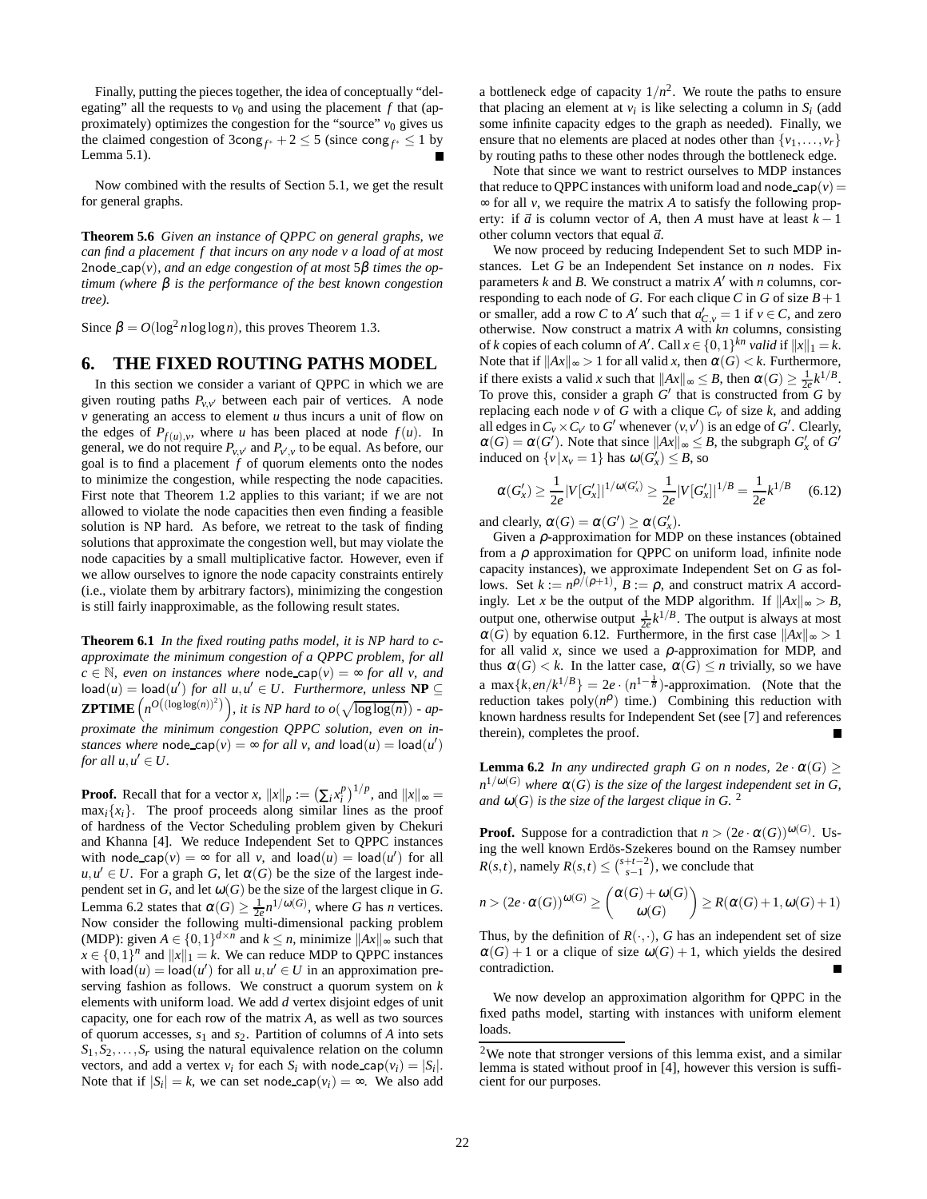Finally, putting the pieces together, the idea of conceptually "delegating" all the requests to $v_0$ and using the placement $f$ that (approximately) optimizes the congestion for the "source" $v_0$ gives us the claimed congestion of $3\mathsf{cong}_{f^*} + 2 \le 5$ (since $\mathsf{cong}_{f^*} \le 1$ by Lemma 5.1). ∎

Now combined with the results of Section 5.1, we get the result for general graphs.

**Theorem 5.6** *Given an instance of QPPC on general graphs, we can find a placement $f$ that incurs on any node $v$ a load of at most $2\mathsf{node\_cap}(v)$, and an edge congestion of at most $5\beta$ times the optimum (where $\beta$ is the performance of the best known congestion tree).*

Since $\beta = O(\log^2 n \log\log n)$, this proves Theorem 1.3.

## 6. THE FIXED ROUTING PATHS MODEL

In this section we consider a variant of QPPC in which we are given routing paths $P_{v,v'}$ between each pair of vertices. A node $v$ generating an access to element $u$ thus incurs a unit of flow on the edges of $P_{f(u),v}$, where $u$ has been placed at node $f(u)$. In general, we do not require $P_{v,v'}$ and $P_{v',v}$ to be equal. As before, our goal is to find a placement $f$ of quorum elements onto the nodes to minimize the congestion, while respecting the node capacities. First note that Theorem 1.2 applies to this variant; if we are not allowed to violate the node capacities then even finding a feasible solution is NP hard. As before, we retreat to the task of finding solutions that approximate the congestion well, but may violate the node capacities by a small multiplicative factor. However, even if we allow ourselves to ignore the node capacity constraints entirely (i.e., violate them by arbitrary factors), minimizing the congestion is still fairly inapproximable, as the following result states.

**Theorem 6.1** *In the fixed routing paths model, it is NP hard to $c$-approximate the minimum congestion of a QPPC problem, for all $c \in \mathbb{N}$, even on instances where $\mathsf{node\_cap}(v) = \infty$ for all $v$, and $\mathsf{load}(u) = \mathsf{load}(u')$ for all $u, u' \in U$. Furthermore, unless $\mathbf{NP} \subseteq \mathbf{ZPTIME}\left(n^{O\left((\log\log(n))^2\right)}\right)$, it is NP hard to $o(\sqrt{\log\log(n)})$ - approximate the minimum congestion QPPC solution, even on instances where $\mathsf{node\_cap}(v) = \infty$ for all $v$, and $\mathsf{load}(u) = \mathsf{load}(u')$ for all $u, u' \in U$.*

**Proof.** Recall that for a vector $x$, $\|x\|_p := \left(\sum_i x_i^p\right)^{1/p}$, and $\|x\|_\infty = \max_i\{x_i\}$. The proof proceeds along similar lines as the proof of hardness of the Vector Scheduling problem given by Chekuri and Khanna [4]. We reduce Independent Set to QPPC instances with $\mathsf{node\_cap}(v) = \infty$ for all $v$, and $\mathsf{load}(u) = \mathsf{load}(u')$ for all $u, u' \in U$. For a graph $G$, let $\alpha(G)$ be the size of the largest independent set in $G$, and let $\omega(G)$ be the size of the largest clique in $G$. Lemma 6.2 states that $\alpha(G) \ge \frac{1}{2e} n^{1/\omega(G)}$, where $G$ has $n$ vertices. Now consider the following multi-dimensional packing problem (MDP): given $A \in \{0,1\}^{d \times n}$ and $k \le n$, minimize $\|Ax\|_\infty$ such that $x \in \{0,1\}^n$ and $\|x\|_1 = k$. We can reduce MDP to QPPC instances with $\mathsf{load}(u) = \mathsf{load}(u')$ for all $u, u' \in U$ in an approximation preserving fashion as follows. We construct a quorum system on $k$ elements with uniform load. We add $d$ vertex disjoint edges of unit capacity, one for each row of the matrix $A$, as well as two sources of quorum accesses, $s_1$ and $s_2$. Partition of columns of $A$ into sets $S_1, S_2, \ldots, S_r$ using the natural equivalence relation on the column vectors, and add a vertex $v_i$ for each $S_i$ with $\mathsf{node\_cap}(v_i) = |S_i|$. Note that if $|S_i| = k$, we can set $\mathsf{node\_cap}(v_i) = \infty$. We also add a bottleneck edge of capacity $1/n^2$. We route the paths to ensure that placing an element at $v_i$ is like selecting a column in $S_i$ (add some infinite capacity edges to the graph as needed). Finally, we ensure that no elements are placed at nodes other than $\{v_1, \ldots, v_r\}$ by routing paths to these other nodes through the bottleneck edge.

Note that since we want to restrict ourselves to MDP instances that reduce to QPPC instances with uniform load and $\mathsf{node\_cap}(v) = \infty$ for all $v$, we require the matrix $A$ to satisfy the following property: if $\vec{a}$ is column vector of $A$, then $A$ must have at least $k-1$ other column vectors that equal $\vec{a}$.

We now proceed by reducing Independent Set to such MDP instances. Let $G$ be an Independent Set instance on $n$ nodes. Fix parameters $k$ and $B$. We construct a matrix $A'$ with $n$ columns, corresponding to each node of $G$. For each clique $C$ in $G$ of size $B+1$ or smaller, add a row $C$ to $A'$ such that $a'_{C,v} = 1$ if $v \in C$, and zero otherwise. Now construct a matrix $A$ with $kn$ columns, consisting of $k$ copies of each column of $A'$. Call $x \in \{0,1\}^{kn}$ *valid* if $\|x\|_1 = k$. Note that if $\|Ax\|_\infty > 1$ for all valid $x$, then $\alpha(G) < k$. Furthermore, if there exists a valid $x$ such that $\|Ax\|_\infty \le B$, then $\alpha(G) \ge \frac{1}{2e} k^{1/B}$. To prove this, consider a graph $G'$ that is constructed from $G$ by replacing each node $v$ of $G$ with a clique $C_v$ of size $k$, and adding all edges in $C_v \times C_{v'}$ to $G'$ whenever $(v, v')$ is an edge of $G'$. Clearly, $\alpha(G) = \alpha(G')$. Note that since $\|Ax\|_\infty \le B$, the subgraph $G'_x$ of $G'$ induced on $\{v \,|\, x_v = 1\}$ has $\omega(G'_x) \le B$, so

$$\alpha(G'_x) \ge \frac{1}{2e} |V[G'_x]|^{1/\omega(G'_x)} \ge \frac{1}{2e} |V[G'_x]|^{1/B} = \frac{1}{2e} k^{1/B} \quad (6.12)$$

and clearly, $\alpha(G) = \alpha(G') \ge \alpha(G'_x)$.

Given a $\rho$-approximation for MDP on these instances (obtained from a $\rho$ approximation for QPPC on uniform load, infinite node capacity instances), we approximate Independent Set on $G$ as follows. Set $k := n^{\rho/(\rho+1)}$, $B := \rho$, and construct matrix $A$ accordingly. Let $x$ be the output of the MDP algorithm. If $\|Ax\|_\infty > B$, output one, otherwise output $\frac{1}{2e} k^{1/B}$. The output is always at most $\alpha(G)$ by equation 6.12. Furthermore, in the first case $\|Ax\|_\infty > 1$ for all valid $x$, since we used a $\rho$-approximation for MDP, and thus $\alpha(G) < k$. In the latter case, $\alpha(G) \le n$ trivially, so we have a $\max\{k, en/k^{1/B}\} = 2e \cdot (n^{1-\frac{1}{B}})$-approximation. (Note that the reduction takes $\mathrm{poly}(n^\rho)$ time.) Combining this reduction with known hardness results for Independent Set (see [7] and references therein), completes the proof. ∎

**Lemma 6.2** *In any undirected graph $G$ on $n$ nodes, $2e \cdot \alpha(G) \ge n^{1/\omega(G)}$ where $\alpha(G)$ is the size of the largest independent set in $G$, and $\omega(G)$ is the size of the largest clique in $G$.* [2]

**Proof.** Suppose for a contradiction that $n > (2e \cdot \alpha(G))^{\omega(G)}$. Using the well known Erdös-Szekeres bound on the Ramsey number $R(s,t)$, namely $R(s,t) \le \binom{s+t-2}{s-1}$, we conclude that

$$n > (2e \cdot \alpha(G))^{\omega(G)} \ge \binom{\alpha(G) + \omega(G)}{\omega(G)} \ge R(\alpha(G)+1, \omega(G)+1)$$

Thus, by the definition of $R(\cdot,\cdot)$, $G$ has an independent set of size $\alpha(G)+1$ or a clique of size $\omega(G)+1$, which yields the desired contradiction. ∎

We now develop an approximation algorithm for QPPC in the fixed paths model, starting with instances with uniform element loads.

[2] We note that stronger versions of this lemma exist, and a similar lemma is stated without proof in [4], however this version is sufficient for our purposes.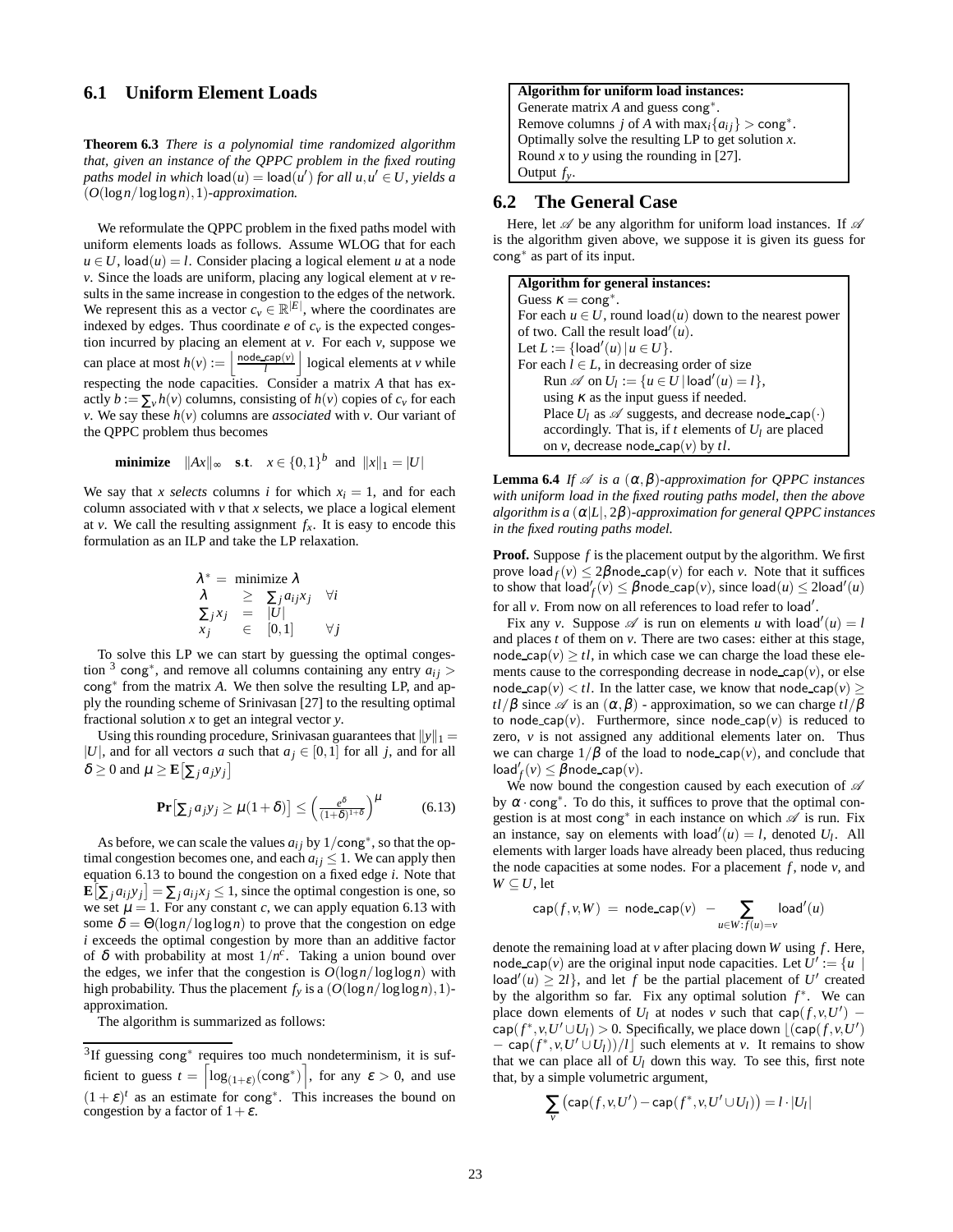### 6.1 Uniform Element Loads

**Theorem 6.3** *There is a polynomial time randomized algorithm that, given an instance of the QPPC problem in the fixed routing paths model in which* $\mathsf{load}(u) = \mathsf{load}(u')$ *for all* $u, u' \in U$*, yields a* $(O(\log n / \log\log n), 1)$*-approximation.*

We reformulate the QPPC problem in the fixed paths model with uniform elements loads as follows. Assume WLOG that for each $u \in U$, $\mathsf{load}(u) = l$. Consider placing a logical element $u$ at a node $v$. Since the loads are uniform, placing any logical element at $v$ results in the same increase in congestion to the edges of the network. We represent this as a vector $c_v \in \mathbb{R}^{|E|}$, where the coordinates are indexed by edges. Thus coordinate $e$ of $c_v$ is the expected congestion incurred by placing an element at $v$. For each $v$, suppose we can place at most $h(v) := \left\lfloor \frac{\mathsf{node\_cap}(v)}{l} \right\rfloor$ logical elements at $v$ while respecting the node capacities. Consider a matrix $A$ that has exactly $b := \sum_v h(v)$ columns, consisting of $h(v)$ copies of $c_v$ for each $v$. We say these $h(v)$ columns are *associated* with $v$. Our variant of the QPPC problem thus becomes

$$\textbf{minimize} \quad \|Ax\|_\infty \quad \textbf{s.t.} \quad x \in \{0,1\}^b \ \text{ and } \ \|x\|_1 = |U|$$

We say that $x$ *selects* columns $i$ for which $x_i = 1$, and for each column associated with $v$ that $x$ selects, we place a logical element at $v$. We call the resulting assignment $f_x$. It is easy to encode this formulation as an ILP and take the LP relaxation.

$$\begin{aligned} \lambda^* = \ & \text{minimize } \lambda \\ \lambda \ & \geq \ \textstyle\sum_j a_{ij} x_j \quad \forall i \\ \textstyle\sum_j x_j \ & = \ |U| \\ x_j \ & \in \ [0,1] \qquad \forall j \end{aligned}$$

To solve this LP we can start by guessing the optimal congestion [3] $\mathsf{cong}^*$, and remove all columns containing any entry $a_{ij} > \mathsf{cong}^*$ from the matrix $A$. We then solve the resulting LP, and apply the rounding scheme of Srinivasan [27] to the resulting optimal fractional solution $x$ to get an integral vector $y$.

Using this rounding procedure, Srinivasan guarantees that $\|y\|_1 = |U|$, and for all vectors $a$ such that $a_j \in [0,1]$ for all $j$, and for all $\delta \geq 0$ and $\mu \geq \mathbf{E}\left[\sum_j a_j y_j\right]$

$$\mathbf{Pr}\left[\textstyle\sum_j a_j y_j \geq \mu(1+\delta)\right] \leq \left(\frac{e^\delta}{(1+\delta)^{1+\delta}}\right)^\mu \qquad (6.13)$$

As before, we can scale the values $a_{ij}$ by $1/\mathsf{cong}^*$, so that the optimal congestion becomes one, and each $a_{ij} \leq 1$. We can apply then equation 6.13 to bound the congestion on a fixed edge $i$. Note that $\mathbf{E}\left[\sum_j a_{ij} y_j\right] = \sum_j a_{ij} x_j \leq 1$, since the optimal congestion is one, so we set $\mu = 1$. For any constant $c$, we can apply equation 6.13 with some $\delta = \Theta(\log n / \log\log n)$ to prove that the congestion on edge $i$ exceeds the optimal congestion by more than an additive factor of $\delta$ with probability at most $1/n^c$. Taking a union bound over the edges, we infer that the congestion is $O(\log n / \log\log n)$ with high probability. Thus the placement $f_y$ is a $(O(\log n / \log\log n), 1)$-approximation.

The algorithm is summarized as follows:

[3] If guessing $\mathsf{cong}^*$ requires too much nondeterminism, it is sufficient to guess $t = \left\lceil \log_{(1+\varepsilon)}(\mathsf{cong}^*) \right\rceil$, for any $\varepsilon > 0$, and use $(1+\varepsilon)^t$ as an estimate for $\mathsf{cong}^*$. This increases the bound on congestion by a factor of $1+\varepsilon$.

> **Algorithm for uniform load instances:**
> Generate matrix $A$ and guess $\mathsf{cong}^*$.
> Remove columns $j$ of $A$ with $\max_i\{a_{ij}\} > \mathsf{cong}^*$.
> Optimally solve the resulting LP to get solution $x$.
> Round $x$ to $y$ using the rounding in [27].
> Output $f_y$.

### 6.2 The General Case

Here, let $\mathscr{A}$ be any algorithm for uniform load instances. If $\mathscr{A}$ is the algorithm given above, we suppose it is given its guess for $\mathsf{cong}^*$ as part of its input.

> **Algorithm for general instances:**
> Guess $\kappa = \mathsf{cong}^*$.
> For each $u \in U$, round $\mathsf{load}(u)$ down to the nearest power of two. Call the result $\mathsf{load}'(u)$.
> Let $L := \{\mathsf{load}'(u) \mid u \in U\}$.
> For each $l \in L$, in decreasing order of size
>   Run $\mathscr{A}$ on $U_l := \{u \in U \mid \mathsf{load}'(u) = l\}$, using $\kappa$ as the input guess if needed.
>   Place $U_l$ as $\mathscr{A}$ suggests, and decrease $\mathsf{node\_cap}(\cdot)$ accordingly. That is, if $t$ elements of $U_l$ are placed on $v$, decrease $\mathsf{node\_cap}(v)$ by $tl$.

**Lemma 6.4** *If* $\mathscr{A}$ *is a* $(\alpha, \beta)$*-approximation for QPPC instances with uniform load in the fixed routing paths model, then the above algorithm is a* $(\alpha|L|, 2\beta)$*-approximation for general QPPC instances in the fixed routing paths model.*

**Proof.** Suppose $f$ is the placement output by the algorithm. We first prove $\mathsf{load}_f(v) \leq 2\beta\mathsf{node\_cap}(v)$ for each $v$. Note that it suffices to show that $\mathsf{load}'_f(v) \leq \beta\mathsf{node\_cap}(v)$, since $\mathsf{load}(u) \leq 2\mathsf{load}'(u)$ for all $v$. From now on all references to load refer to $\mathsf{load}'$.

Fix any $v$. Suppose $\mathscr{A}$ is run on elements $u$ with $\mathsf{load}'(u) = l$ and places $t$ of them on $v$. There are two cases: either at this stage, $\mathsf{node\_cap}(v) \geq tl$, in which case we can charge the load these elements cause to the corresponding decrease in $\mathsf{node\_cap}(v)$, or else $\mathsf{node\_cap}(v) < tl$. In the latter case, we know that $\mathsf{node\_cap}(v) \geq tl/\beta$ since $\mathscr{A}$ is an $(\alpha, \beta)$ - approximation, so we can charge $tl/\beta$ to $\mathsf{node\_cap}(v)$. Furthermore, since $\mathsf{node\_cap}(v)$ is reduced to zero, $v$ is not assigned any additional elements later on. Thus we can charge $1/\beta$ of the load to $\mathsf{node\_cap}(v)$, and conclude that $\mathsf{load}'_f(v) \leq \beta\mathsf{node\_cap}(v)$.

We now bound the congestion caused by each execution of $\mathscr{A}$ by $\alpha \cdot \mathsf{cong}^*$. To do this, it suffices to prove that the optimal congestion is at most $\mathsf{cong}^*$ in each instance on which $\mathscr{A}$ is run. Fix an instance, say on elements with $\mathsf{load}'(u) = l$, denoted $U_l$. All elements with larger loads have already been placed, thus reducing the node capacities at some nodes. For a placement $f$, node $v$, and $W \subseteq U$, let

$$\mathsf{cap}(f, v, W) \ = \ \mathsf{node\_cap}(v) \ - \sum_{u \in W : f(u) = v} \mathsf{load}'(u)$$

denote the remaining load at $v$ after placing down $W$ using $f$. Here, $\mathsf{node\_cap}(v)$ are the original input node capacities. Let $U' := \{u \mid \mathsf{load}'(u) \geq 2l\}$, and let $f$ be the partial placement of $U'$ created by the algorithm so far. Fix any optimal solution $f^*$. We can place down elements of $U_l$ at nodes $v$ such that $\mathsf{cap}(f, v, U') - \mathsf{cap}(f^*, v, U' \cup U_l) > 0$. Specifically, we place down $\lfloor(\mathsf{cap}(f, v, U') - \mathsf{cap}(f^*, v, U' \cup U_l))/l\rfloor$ such elements at $v$. It remains to show that we can place all of $U_l$ down this way. To see this, first note that, by a simple volumetric argument,

$$\sum_v \left(\mathsf{cap}(f, v, U') - \mathsf{cap}(f^*, v, U' \cup U_l)\right) = l \cdot |U_l|$$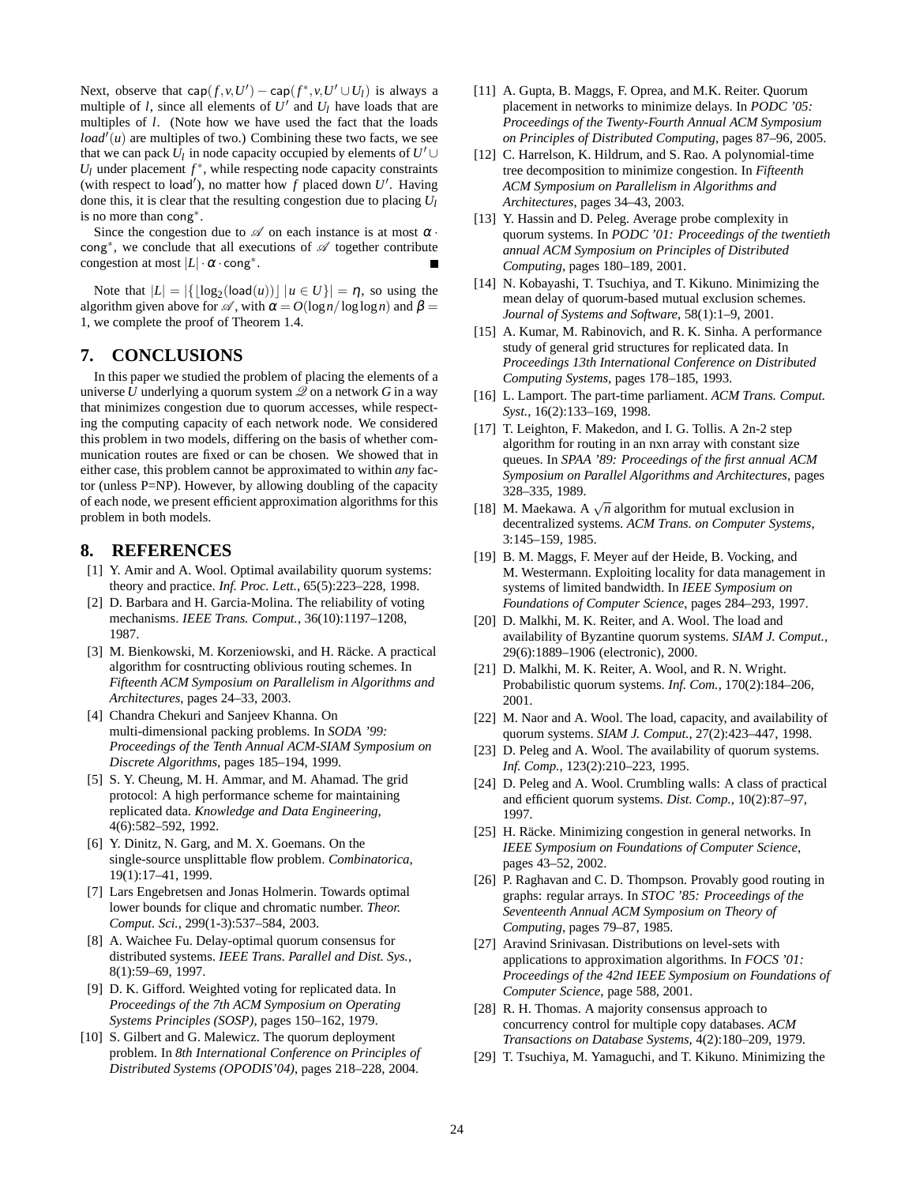Next, observe that $\mathsf{cap}(f, v, U') - \mathsf{cap}(f^*, v, U' \cup U_l)$ is always a multiple of $l$, since all elements of $U'$ and $U_l$ have loads that are multiples of $l$. (Note how we have used the fact that the loads $load'(u)$ are multiples of two.) Combining these two facts, we see that we can pack $U_l$ in node capacity occupied by elements of $U' \cup U_l$ under placement $f^*$, while respecting node capacity constraints (with respect to $\mathsf{load}'$), no matter how $f$ placed down $U'$. Having done this, it is clear that the resulting congestion due to placing $U_l$ is no more than $\mathsf{cong}^*$.

Since the congestion due to $\mathscr{A}$ on each instance is at most $\alpha \cdot \mathsf{cong}^*$, we conclude that all executions of $\mathscr{A}$ together contribute congestion at most $|L| \cdot \alpha \cdot \mathsf{cong}^*$. ∎

Note that $|L| = |\{\lfloor \log_2(\mathsf{load}(u)) \rfloor \mid u \in U\}| = \eta$, so using the algorithm given above for $\mathscr{A}$, with $\alpha = O(\log n / \log\log n)$ and $\beta = 1$, we complete the proof of Theorem 1.4.

## 7. CONCLUSIONS

In this paper we studied the problem of placing the elements of a universe $U$ underlying a quorum system $\mathscr{Q}$ on a network $G$ in a way that minimizes congestion due to quorum accesses, while respecting the computing capacity of each network node. We considered this problem in two models, differing on the basis of whether communication routes are fixed or can be chosen. We showed that in either case, this problem cannot be approximated to within *any* factor (unless P=NP). However, by allowing doubling of the capacity of each node, we present efficient approximation algorithms for this problem in both models.

## 8. REFERENCES

[1] Y. Amir and A. Wool. Optimal availability quorum systems: theory and practice. *Inf. Proc. Lett.*, 65(5):223–228, 1998.

[2] D. Barbara and H. Garcia-Molina. The reliability of voting mechanisms. *IEEE Trans. Comput.*, 36(10):1197–1208, 1987.

[3] M. Bienkowski, M. Korzeniowski, and H. Räcke. A practical algorithm for cosntructing oblivious routing schemes. In *Fifteenth ACM Symposium on Parallelism in Algorithms and Architectures*, pages 24–33, 2003.

[4] Chandra Chekuri and Sanjeev Khanna. On multi-dimensional packing problems. In *SODA '99: Proceedings of the Tenth Annual ACM-SIAM Symposium on Discrete Algorithms*, pages 185–194, 1999.

[5] S. Y. Cheung, M. H. Ammar, and M. Ahamad. The grid protocol: A high performance scheme for maintaining replicated data. *Knowledge and Data Engineering*, 4(6):582–592, 1992.

[6] Y. Dinitz, N. Garg, and M. X. Goemans. On the single-source unsplittable flow problem. *Combinatorica*, 19(1):17–41, 1999.

[7] Lars Engebretsen and Jonas Holmerin. Towards optimal lower bounds for clique and chromatic number. *Theor. Comput. Sci.*, 299(1-3):537–584, 2003.

[8] A. Waichee Fu. Delay-optimal quorum consensus for distributed systems. *IEEE Trans. Parallel and Dist. Sys.*, 8(1):59–69, 1997.

[9] D. K. Gifford. Weighted voting for replicated data. In *Proceedings of the 7th ACM Symposium on Operating Systems Principles (SOSP)*, pages 150–162, 1979.

[10] S. Gilbert and G. Malewicz. The quorum deployment problem. In *8th International Conference on Principles of Distributed Systems (OPODIS'04)*, pages 218–228, 2004.

[11] A. Gupta, B. Maggs, F. Oprea, and M.K. Reiter. Quorum placement in networks to minimize delays. In *PODC '05: Proceedings of the Twenty-Fourth Annual ACM Symposium on Principles of Distributed Computing*, pages 87–96, 2005.

[12] C. Harrelson, K. Hildrum, and S. Rao. A polynomial-time tree decomposition to minimize congestion. In *Fifteenth ACM Symposium on Parallelism in Algorithms and Architectures*, pages 34–43, 2003.

[13] Y. Hassin and D. Peleg. Average probe complexity in quorum systems. In *PODC '01: Proceedings of the twentieth annual ACM Symposium on Principles of Distributed Computing*, pages 180–189, 2001.

[14] N. Kobayashi, T. Tsuchiya, and T. Kikuno. Minimizing the mean delay of quorum-based mutual exclusion schemes. *Journal of Systems and Software*, 58(1):1–9, 2001.

[15] A. Kumar, M. Rabinovich, and R. K. Sinha. A performance study of general grid structures for replicated data. In *Proceedings 13th International Conference on Distributed Computing Systems*, pages 178–185, 1993.

[16] L. Lamport. The part-time parliament. *ACM Trans. Comput. Syst.*, 16(2):133–169, 1998.

[17] T. Leighton, F. Makedon, and I. G. Tollis. A 2n-2 step algorithm for routing in an nxn array with constant size queues. In *SPAA '89: Proceedings of the first annual ACM Symposium on Parallel Algorithms and Architectures*, pages 328–335, 1989.

[18] M. Maekawa. A $\sqrt{n}$ algorithm for mutual exclusion in decentralized systems. *ACM Trans. on Computer Systems*, 3:145–159, 1985.

[19] B. M. Maggs, F. Meyer auf der Heide, B. Vocking, and M. Westermann. Exploiting locality for data management in systems of limited bandwidth. In *IEEE Symposium on Foundations of Computer Science*, pages 284–293, 1997.

[20] D. Malkhi, M. K. Reiter, and A. Wool. The load and availability of Byzantine quorum systems. *SIAM J. Comput.*, 29(6):1889–1906 (electronic), 2000.

[21] D. Malkhi, M. K. Reiter, A. Wool, and R. N. Wright. Probabilistic quorum systems. *Inf. Com.*, 170(2):184–206, 2001.

[22] M. Naor and A. Wool. The load, capacity, and availability of quorum systems. *SIAM J. Comput.*, 27(2):423–447, 1998.

[23] D. Peleg and A. Wool. The availability of quorum systems. *Inf. Comp.*, 123(2):210–223, 1995.

[24] D. Peleg and A. Wool. Crumbling walls: A class of practical and efficient quorum systems. *Dist. Comp.*, 10(2):87–97, 1997.

[25] H. Räcke. Minimizing congestion in general networks. In *IEEE Symposium on Foundations of Computer Science*, pages 43–52, 2002.

[26] P. Raghavan and C. D. Thompson. Provably good routing in graphs: regular arrays. In *STOC '85: Proceedings of the Seventeenth Annual ACM Symposium on Theory of Computing*, pages 79–87, 1985.

[27] Aravind Srinivasan. Distributions on level-sets with applications to approximation algorithms. In *FOCS '01: Proceedings of the 42nd IEEE Symposium on Foundations of Computer Science*, page 588, 2001.

[28] R. H. Thomas. A majority consensus approach to concurrency control for multiple copy databases. *ACM Transactions on Database Systems*, 4(2):180–209, 1979.

[29] T. Tsuchiya, M. Yamaguchi, and T. Kikuno. Minimizing the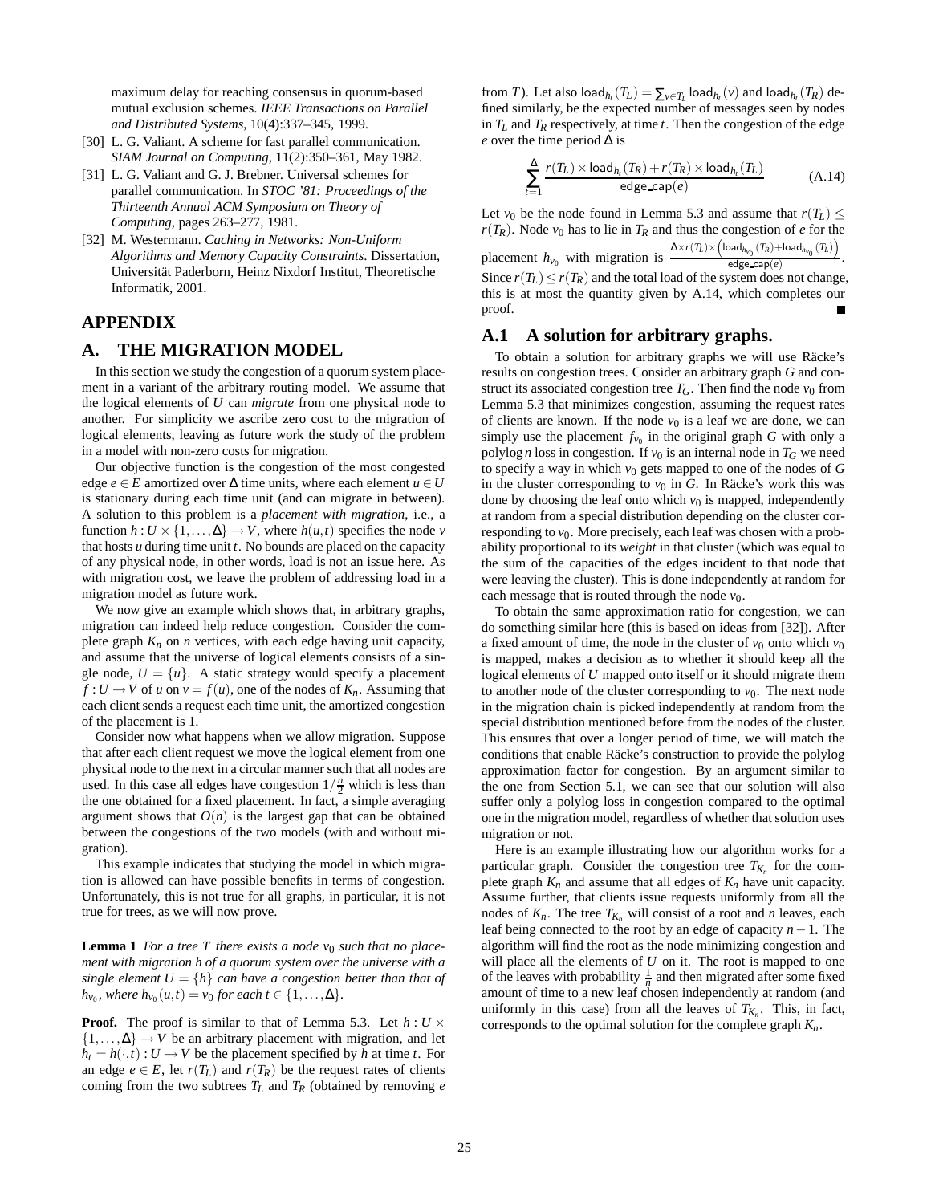maximum delay for reaching consensus in quorum-based mutual exclusion schemes. *IEEE Transactions on Parallel and Distributed Systems*, 10(4):337–345, 1999.

[30] L. G. Valiant. A scheme for fast parallel communication. *SIAM Journal on Computing*, 11(2):350–361, May 1982.

[31] L. G. Valiant and G. J. Brebner. Universal schemes for parallel communication. In *STOC '81: Proceedings of the Thirteenth Annual ACM Symposium on Theory of Computing*, pages 263–277, 1981.

[32] M. Westermann. *Caching in Networks: Non-Uniform Algorithms and Memory Capacity Constraints*. Dissertation, Universität Paderborn, Heinz Nixdorf Institut, Theoretische Informatik, 2001.

# APPENDIX

# A. THE MIGRATION MODEL

In this section we study the congestion of a quorum system placement in a variant of the arbitrary routing model. We assume that the logical elements of $U$ can *migrate* from one physical node to another. For simplicity we ascribe zero cost to the migration of logical elements, leaving as future work the study of the problem in a model with non-zero costs for migration.

Our objective function is the congestion of the most congested edge $e \in E$ amortized over $\Delta$ time units, where each element $u \in U$ is stationary during each time unit (and can migrate in between). A solution to this problem is a *placement with migration*, i.e., a function $h : U \times \{1, \ldots, \Delta\} \rightarrow V$, where $h(u,t)$ specifies the node $v$ that hosts $u$ during time unit $t$. No bounds are placed on the capacity of any physical node, in other words, load is not an issue here. As with migration cost, we leave the problem of addressing load in a migration model as future work.

We now give an example which shows that, in arbitrary graphs, migration can indeed help reduce congestion. Consider the complete graph $K_n$ on $n$ vertices, with each edge having unit capacity, and assume that the universe of logical elements consists of a single node, $U = \{u\}$. A static strategy would specify a placement $f : U \rightarrow V$ of $u$ on $v = f(u)$, one of the nodes of $K_n$. Assuming that each client sends a request each time unit, the amortized congestion of the placement is 1.

Consider now what happens when we allow migration. Suppose that after each client request we move the logical element from one physical node to the next in a circular manner such that all nodes are used. In this case all edges have congestion $1/\frac{n}{2}$ which is less than the one obtained for a fixed placement. In fact, a simple averaging argument shows that $O(n)$ is the largest gap that can be obtained between the congestions of the two models (with and without migration).

This example indicates that studying the model in which migration is allowed can have possible benefits in terms of congestion. Unfortunately, this is not true for all graphs, in particular, it is not true for trees, as we will now prove.

**Lemma 1** *For a tree $T$ there exists a node $v_0$ such that no placement with migration $h$ of a quorum system over the universe with a single element $U = \{h\}$ can have a congestion better than that of $h_{v_0}$, where $h_{v_0}(u,t) = v_0$ for each $t \in \{1, \ldots, \Delta\}$.*

**Proof.** The proof is similar to that of Lemma 5.3. Let $h : U \times \{1, \ldots, \Delta\} \rightarrow V$ be an arbitrary placement with migration, and let $h_t = h(\cdot, t) : U \rightarrow V$ be the placement specified by $h$ at time $t$. For an edge $e \in E$, let $r(T_L)$ and $r(T_R)$ be the request rates of clients coming from the two subtrees $T_L$ and $T_R$ (obtained by removing $e$ from $T$). Let also $\mathsf{load}_{h_t}(T_L) = \sum_{v \in T_L} \mathsf{load}_{h_t}(v)$ and $\mathsf{load}_{h_t}(T_R)$ defined similarly, be the expected number of messages seen by nodes in $T_L$ and $T_R$ respectively, at time $t$. Then the congestion of the edge $e$ over the time period $\Delta$ is

$$\sum_{t=1}^{\Delta} \frac{r(T_L) \times \mathsf{load}_{h_t}(T_R) + r(T_R) \times \mathsf{load}_{h_t}(T_L)}{\mathsf{edge\_cap}(e)} \tag{A.14}$$

Let $v_0$ be the node found in Lemma 5.3 and assume that $r(T_L) \leq r(T_R)$. Node $v_0$ has to lie in $T_R$ and thus the congestion of $e$ for the placement $h_{v_0}$ with migration is $\frac{\Delta \times r(T_L) \times \left(\mathsf{load}_{h_{v_0}}(T_R) + \mathsf{load}_{h_{v_0}}(T_L)\right)}{\mathsf{edge\_cap}(e)}$. Since $r(T_L) \leq r(T_R)$ and the total load of the system does not change, this is at most the quantity given by A.14, which completes our proof. ■

## A.1 A solution for arbitrary graphs.

To obtain a solution for arbitrary graphs we will use Räcke's results on congestion trees. Consider an arbitrary graph $G$ and construct its associated congestion tree $T_G$. Then find the node $v_0$ from Lemma 5.3 that minimizes congestion, assuming the request rates of clients are known. If the node $v_0$ is a leaf we are done, we can simply use the placement $f_{v_0}$ in the original graph $G$ with only a polylog $n$ loss in congestion. If $v_0$ is an internal node in $T_G$ we need to specify a way in which $v_0$ gets mapped to one of the nodes of $G$ in the cluster corresponding to $v_0$ in $G$. In Räcke's work this was done by choosing the leaf onto which $v_0$ is mapped, independently at random from a special distribution depending on the cluster corresponding to $v_0$. More precisely, each leaf was chosen with a probability proportional to its *weight* in that cluster (which was equal to the sum of the capacities of the edges incident to that node that were leaving the cluster). This is done independently at random for each message that is routed through the node $v_0$.

To obtain the same approximation ratio for congestion, we can do something similar here (this is based on ideas from [32]). After a fixed amount of time, the node in the cluster of $v_0$ onto which $v_0$ is mapped, makes a decision as to whether it should keep all the logical elements of $U$ mapped onto itself or it should migrate them to another node of the cluster corresponding to $v_0$. The next node in the migration chain is picked independently at random from the special distribution mentioned before from the nodes of the cluster. This ensures that over a longer period of time, we will match the conditions that enable Räcke's construction to provide the polylog approximation factor for congestion. By an argument similar to the one from Section 5.1, we can see that our solution will also suffer only a polylog loss in congestion compared to the optimal one in the migration model, regardless of whether that solution uses migration or not.

Here is an example illustrating how our algorithm works for a particular graph. Consider the congestion tree $T_{K_n}$ for the complete graph $K_n$ and assume that all edges of $K_n$ have unit capacity. Assume further, that clients issue requests uniformly from all the nodes of $K_n$. The tree $T_{K_n}$ will consist of a root and $n$ leaves, each leaf being connected to the root by an edge of capacity $n-1$. The algorithm will find the root as the node minimizing congestion and will place all the elements of $U$ on it. The root is mapped to one of the leaves with probability $\frac{1}{n}$ and then migrated after some fixed amount of time to a new leaf chosen independently at random (and uniformly in this case) from all the leaves of $T_{K_n}$. This, in fact, corresponds to the optimal solution for the complete graph $K_n$.